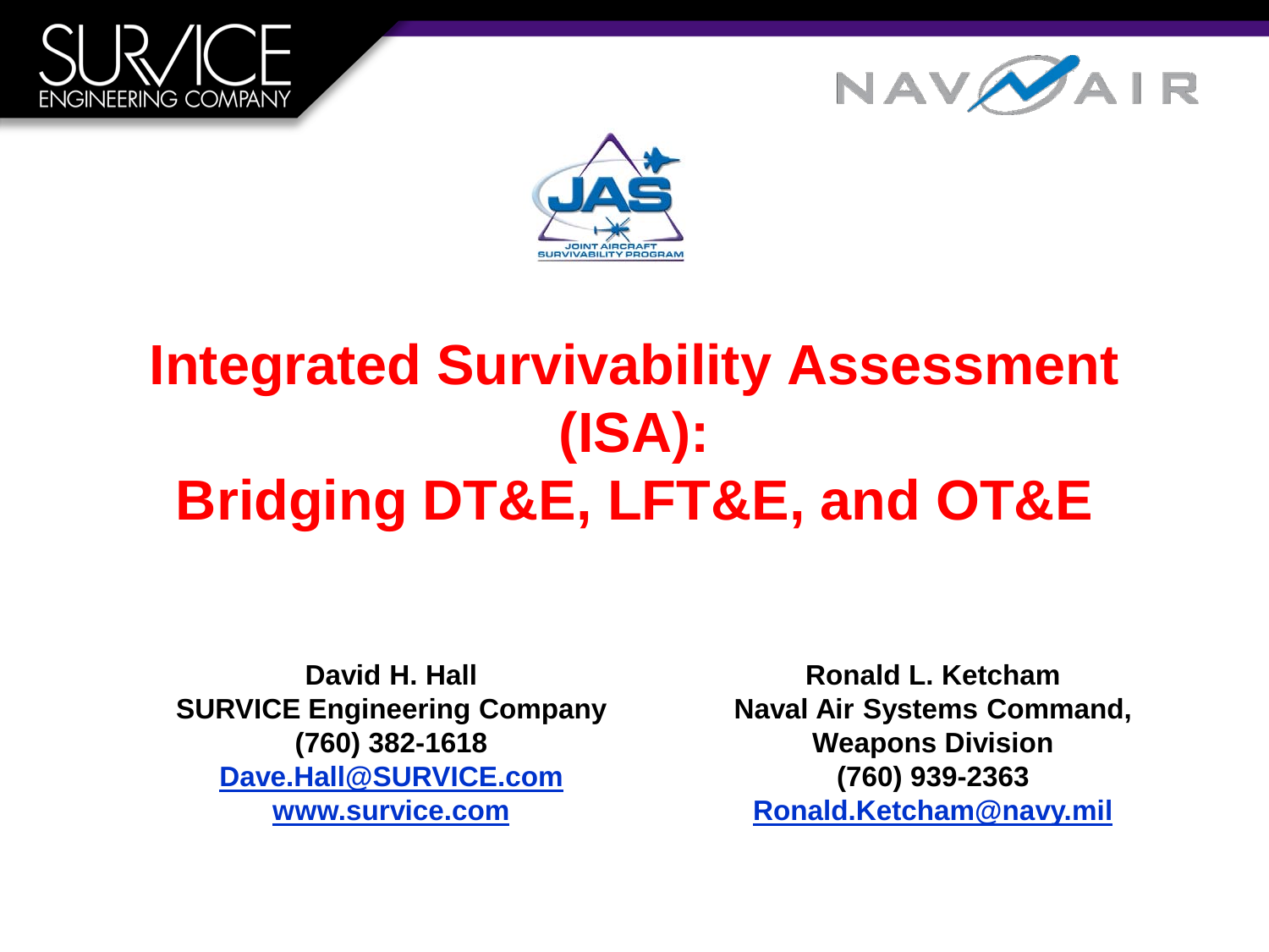# Integrated Survivability Assessment (ISA): Bridging DT&E, LFT&E, and OT&E

**David H. Hall**
**SURVICE Engineering Company**
**(760) 382-1618**
**Dave.Hall@SURVICE.com**
**www.survice.com**

**Ronald L. Ketcham**
**Naval Air Systems Command, Weapons Division**
**(760) 939-2363**
**Ronald.Ketcham@navy.mil**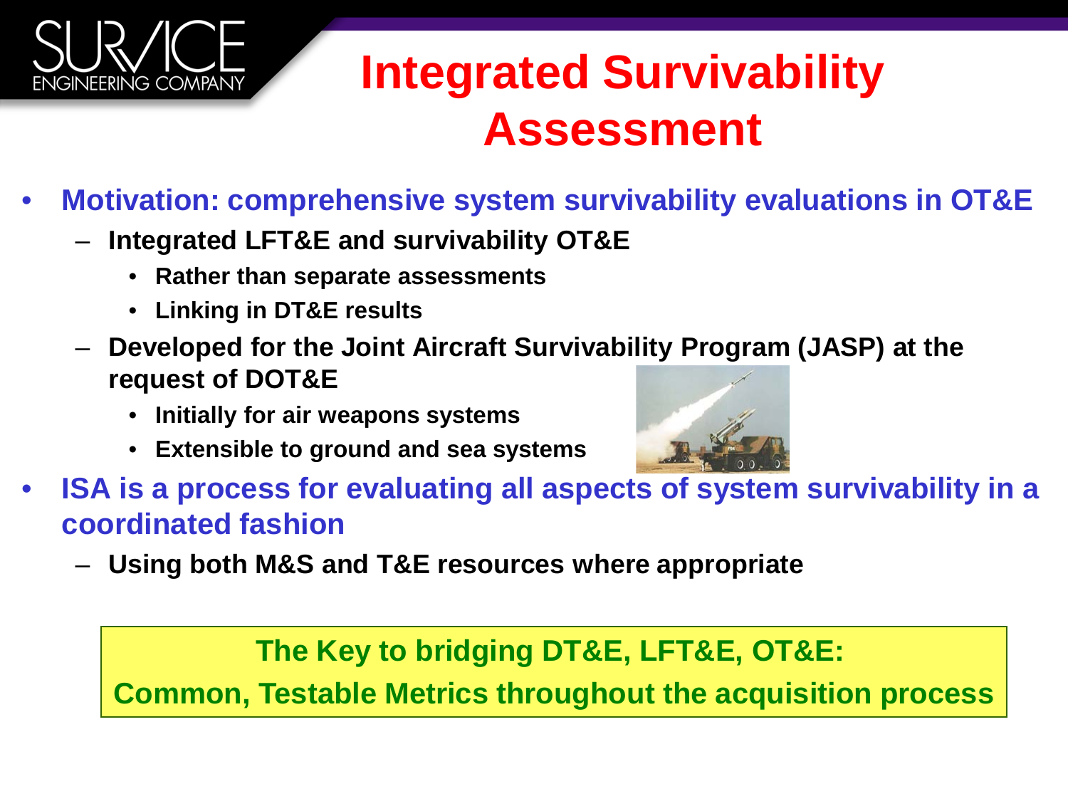# Integrated Survivability Assessment

- **Motivation: comprehensive system survivability evaluations in OT&E**
  - **Integrated LFT&E and survivability OT&E**
    - **Rather than separate assessments**
    - **Linking in DT&E results**
  - **Developed for the Joint Aircraft Survivability Program (JASP) at the request of DOT&E**
    - **Initially for air weapons systems**
    - **Extensible to ground and sea systems**
- **ISA is a process for evaluating all aspects of system survivability in a coordinated fashion**
  - **Using both M&S and T&E resources where appropriate**

**The Key to bridging DT&E, LFT&E, OT&E:**

**Common, Testable Metrics throughout the acquisition process**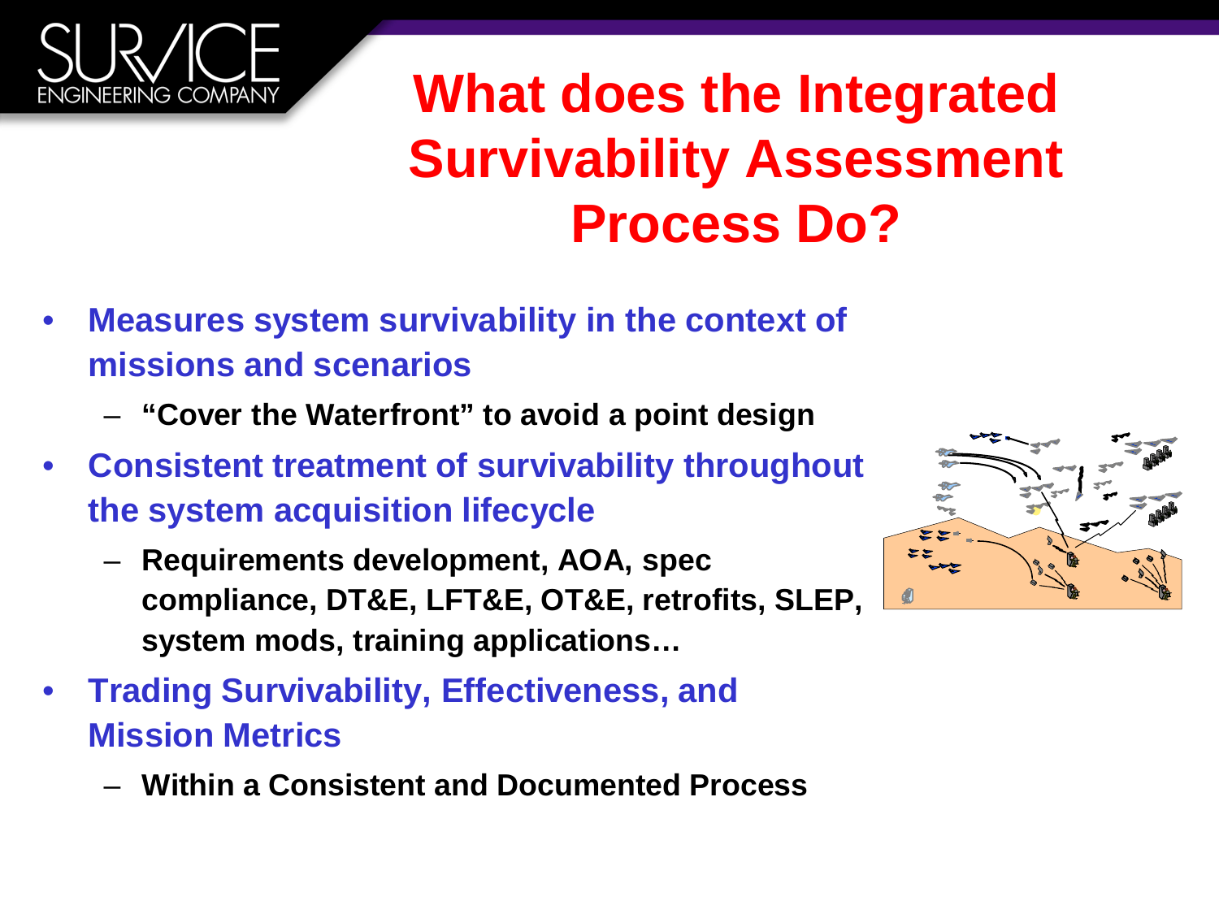# What does the Integrated Survivability Assessment Process Do?

- **Measures system survivability in the context of missions and scenarios**
  - **"Cover the Waterfront" to avoid a point design**
- **Consistent treatment of survivability throughout the system acquisition lifecycle**
  - **Requirements development, AOA, spec compliance, DT&E, LFT&E, OT&E, retrofits, SLEP, system mods, training applications…**
- **Trading Survivability, Effectiveness, and Mission Metrics**
  - **Within a Consistent and Documented Process**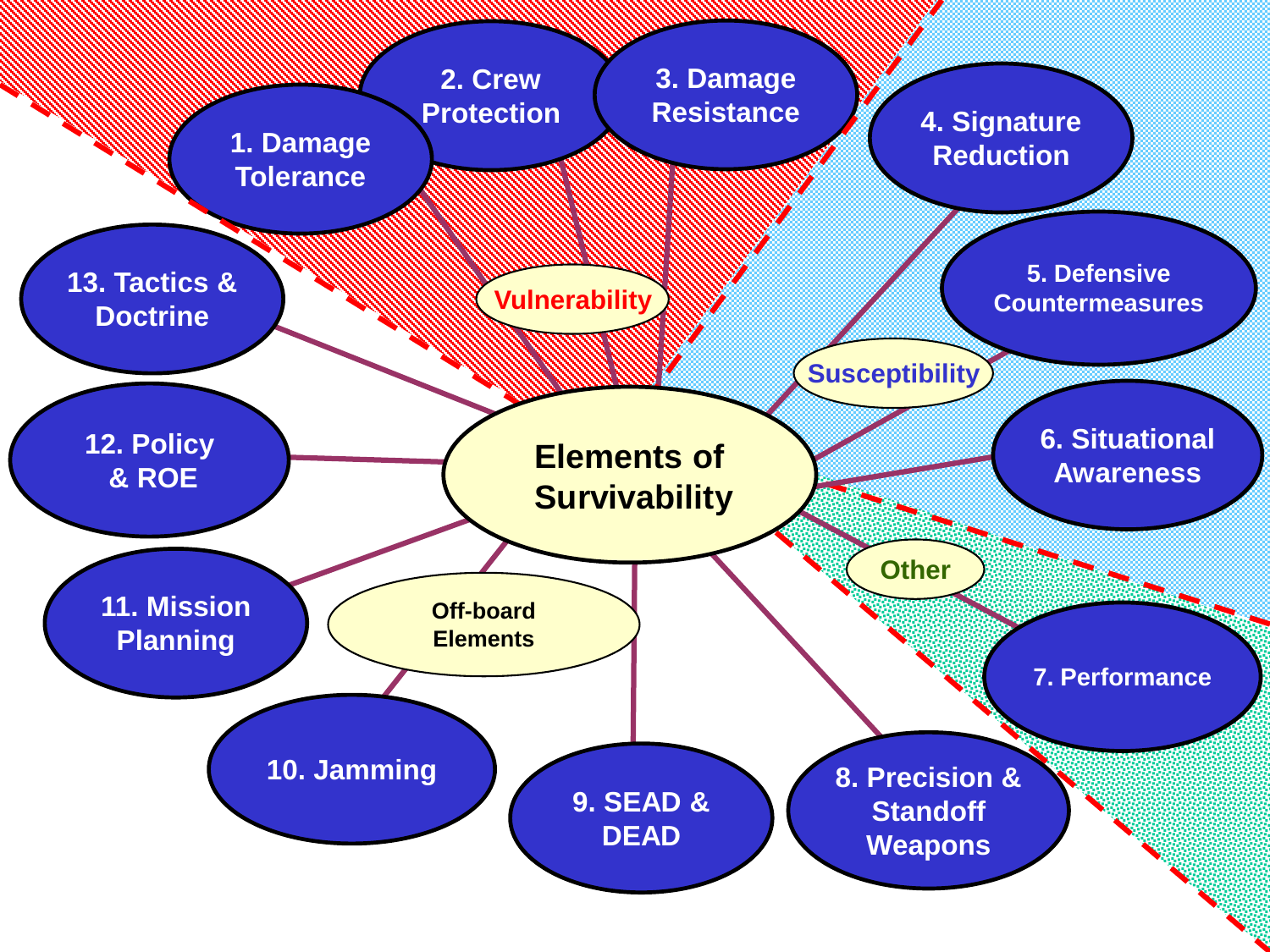Elements of Survivability

Vulnerability

1. Damage Tolerance
2. Crew Protection
3. Damage Resistance

Susceptibility

4. Signature Reduction
5. Defensive Countermeasures
6. Situational Awareness

Other

7. Performance
8. Precision & Standoff Weapons

Off-board Elements

9. SEAD & DEAD
10. Jamming
11. Mission Planning
12. Policy & ROE
13. Tactics & Doctrine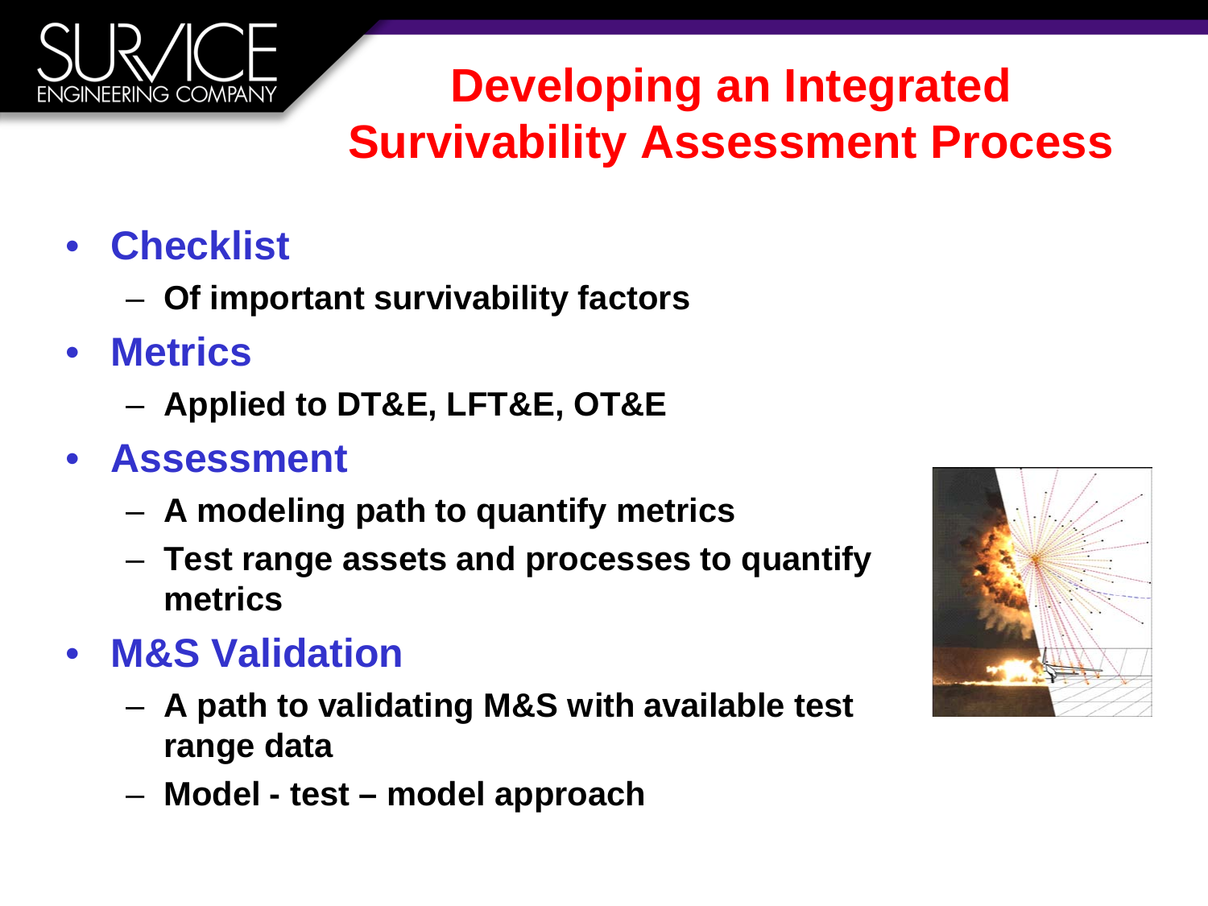# Developing an Integrated Survivability Assessment Process

- **Checklist**
  - **Of important survivability factors**
- **Metrics**
  - **Applied to DT&E, LFT&E, OT&E**
- **Assessment**
  - **A modeling path to quantify metrics**
  - **Test range assets and processes to quantify metrics**
- **M&S Validation**
  - **A path to validating M&S with available test range data**
  - **Model - test – model approach**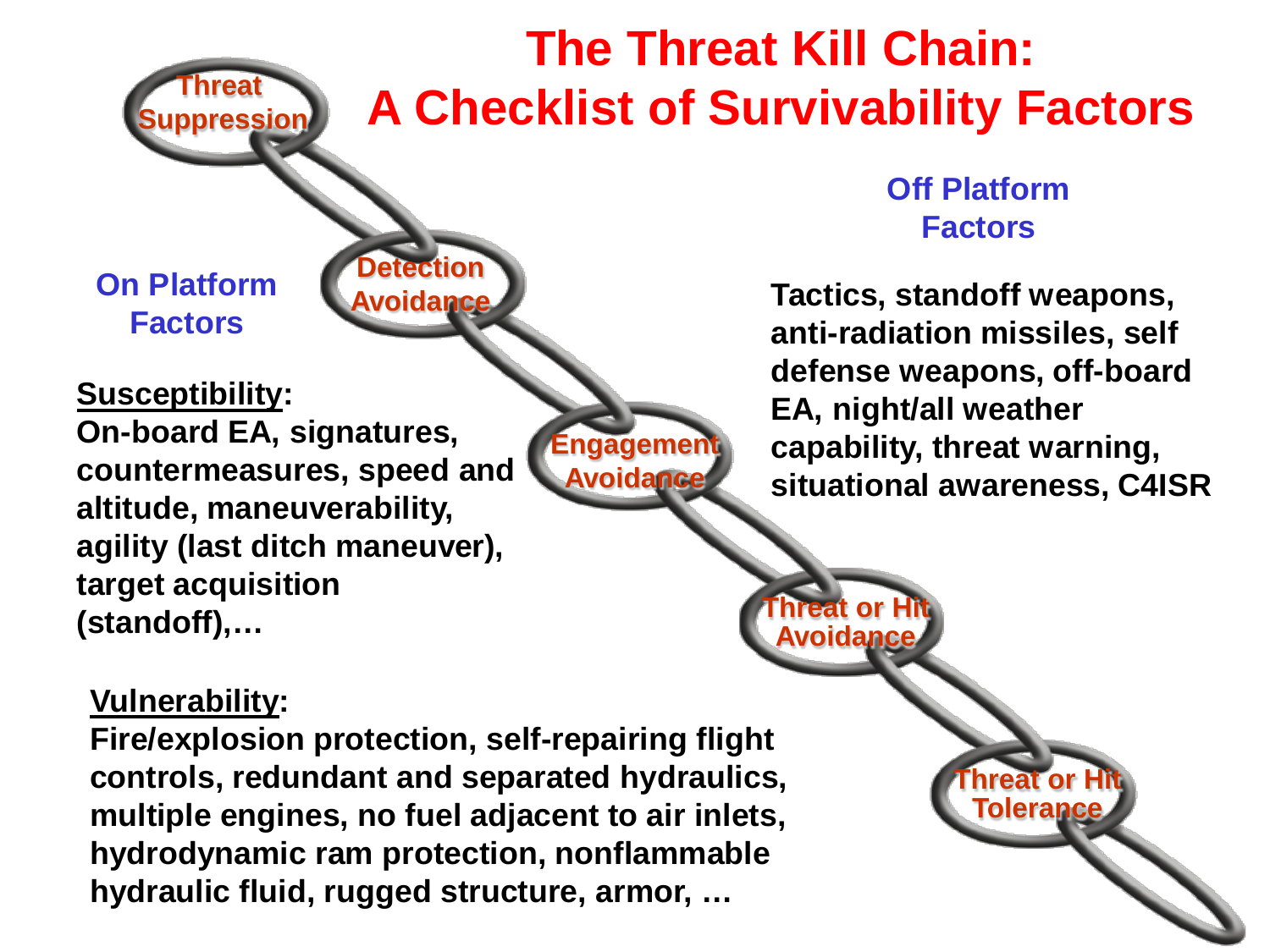# The Threat Kill Chain: A Checklist of Survivability Factors

Threat Suppression

Detection Avoidance

Engagement Avoidance

Threat or Hit Avoidance

Threat or Hit Tolerance

## On Platform Factors

**Susceptibility:**
**On-board EA, signatures, countermeasures, speed and altitude, maneuverability, agility (last ditch maneuver), target acquisition (standoff),…**

**Vulnerability:**
**Fire/explosion protection, self-repairing flight controls, redundant and separated hydraulics, multiple engines, no fuel adjacent to air inlets, hydrodynamic ram protection, nonflammable hydraulic fluid, rugged structure, armor, …**

## Off Platform Factors

**Tactics, standoff weapons, anti-radiation missiles, self defense weapons, off-board EA, night/all weather capability, threat warning, situational awareness, C4ISR**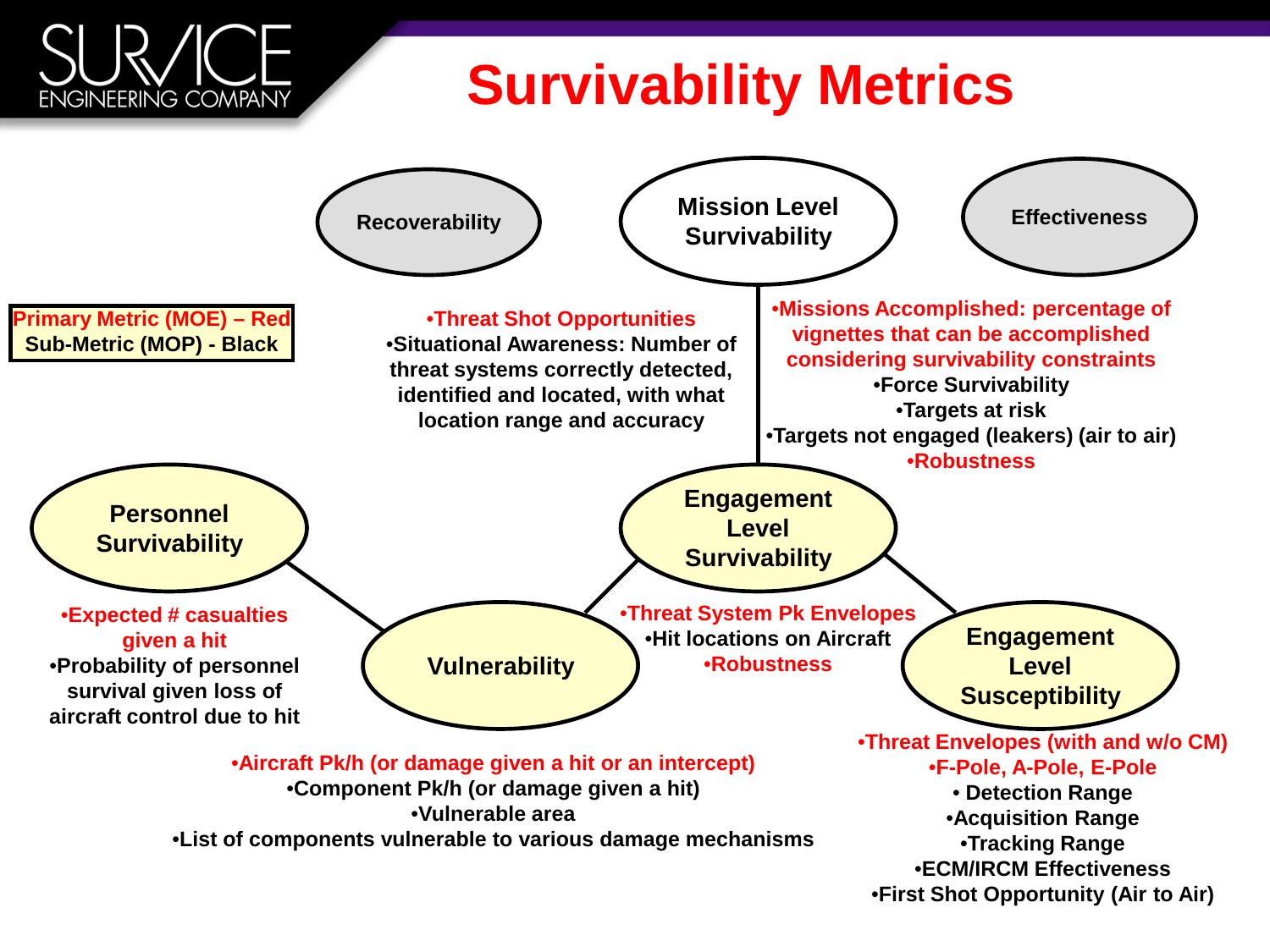# Survivability Metrics

**Primary Metric (MOE) – Red**
**Sub-Metric (MOP) - Black**

## Recoverability

## Mission Level Survivability

## Effectiveness

- **Threat Shot Opportunities**
- **Situational Awareness: Number of threat systems correctly detected, identified and located, with what location range and accuracy**

- **Missions Accomplished: percentage of vignettes that can be accomplished considering survivability constraints**
- **Force Survivability**
- **Targets at risk**
- **Targets not engaged (leakers) (air to air)**
- **Robustness**

## Engagement Level Survivability

## Personnel Survivability

- **Expected # casualties given a hit**
- **Probability of personnel survival given loss of aircraft control due to hit**

## Vulnerability

- **Threat System Pk Envelopes**
- **Hit locations on Aircraft**
- **Robustness**

- **Aircraft Pk/h (or damage given a hit or an intercept)**
- **Component Pk/h (or damage given a hit)**
- **Vulnerable area**
- **List of components vulnerable to various damage mechanisms**

## Engagement Level Susceptibility

- **Threat Envelopes (with and w/o CM)**
- **F-Pole, A-Pole, E-Pole**
- **Detection Range**
- **Acquisition Range**
- **Tracking Range**
- **ECM/IRCM Effectiveness**
- **First Shot Opportunity (Air to Air)**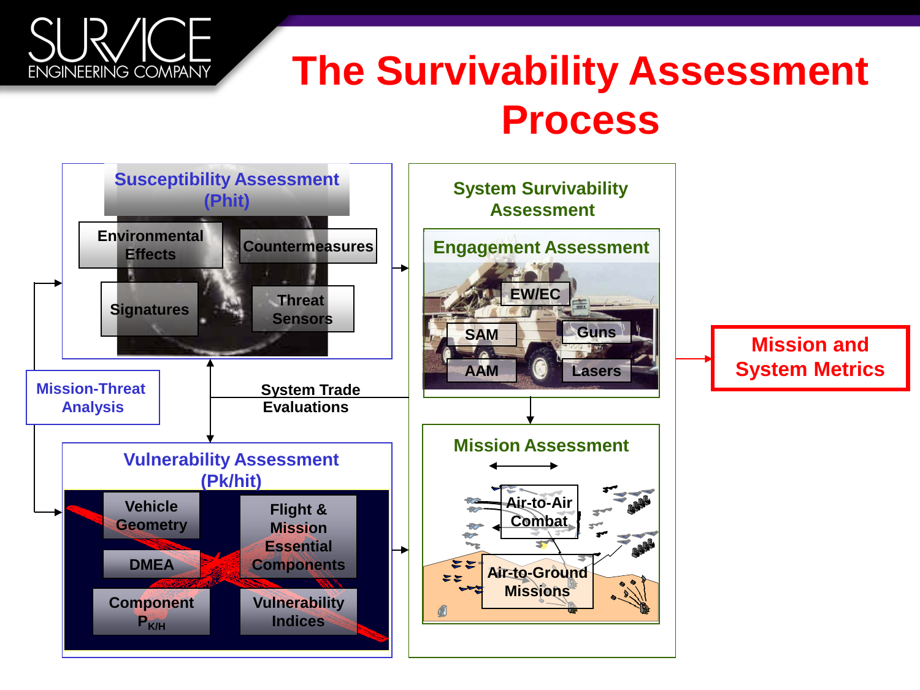# The Survivability Assessment Process

## Susceptibility Assessment ($P_{hit}$)

- Environmental Effects
- Countermeasures
- Signatures
- Threat Sensors

## Mission-Threat Analysis

## System Trade Evaluations

## Vulnerability Assessment ($P_{k/hit}$)

- Vehicle Geometry
- Flight & Mission Essential Components
- DMEA
- Component $P_{K/H}$
- Vulnerability Indices

## System Survivability Assessment

### Engagement Assessment

- EW/EC
- SAM
- Guns
- AAM
- Lasers

### Mission Assessment

- Air-to-Air Combat
- Air-to-Ground Missions

## Mission and System Metrics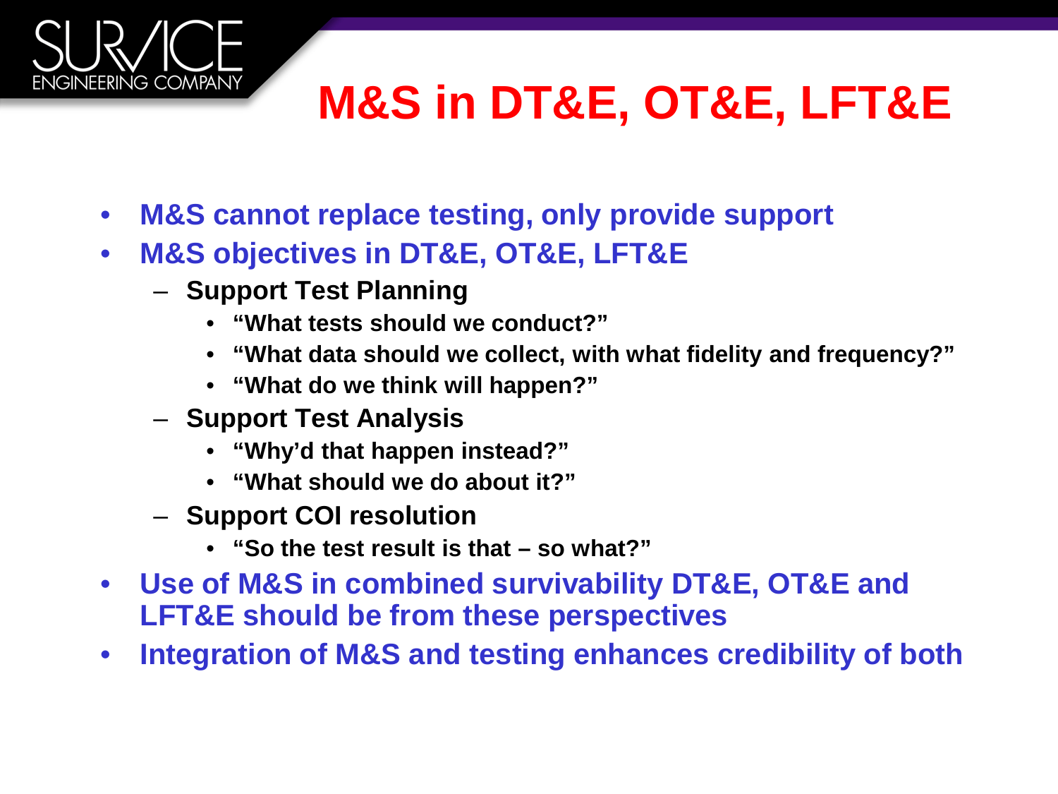# M&S in DT&E, OT&E, LFT&E

- **M&S cannot replace testing, only provide support**
- **M&S objectives in DT&E, OT&E, LFT&E**
  - **Support Test Planning**
    - **"What tests should we conduct?"**
    - **"What data should we collect, with what fidelity and frequency?"**
    - **"What do we think will happen?"**
  - **Support Test Analysis**
    - **"Why'd that happen instead?"**
    - **"What should we do about it?"**
  - **Support COI resolution**
    - **"So the test result is that – so what?"**
- **Use of M&S in combined survivability DT&E, OT&E and LFT&E should be from these perspectives**
- **Integration of M&S and testing enhances credibility of both**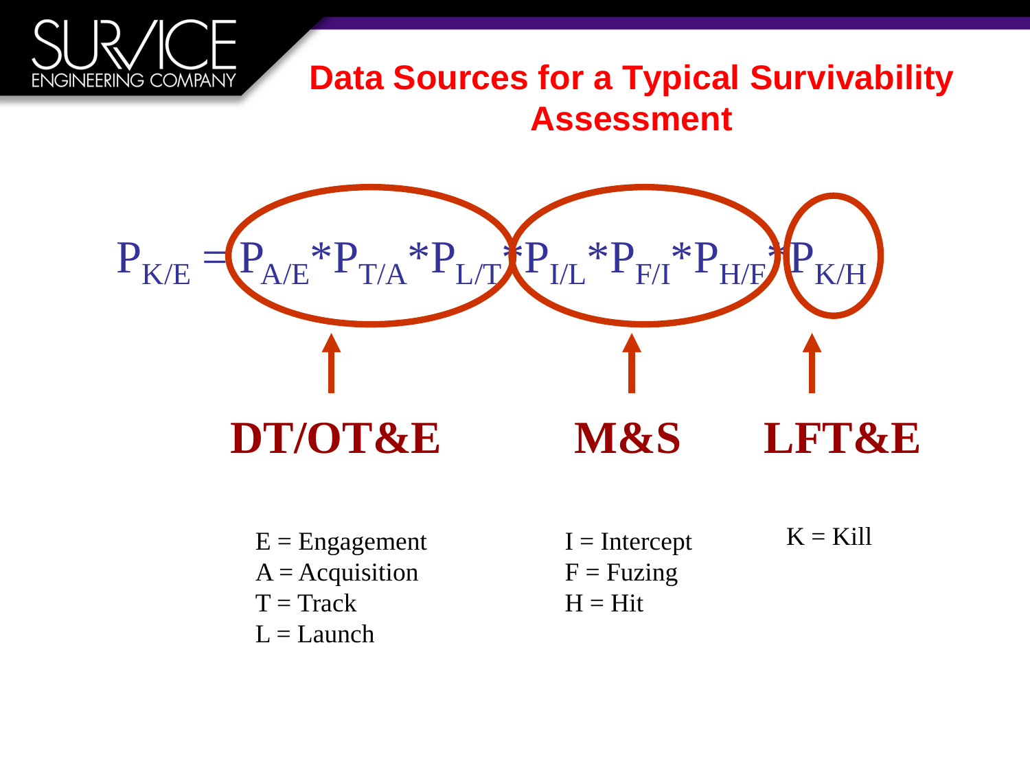# Data Sources for a Typical Survivability Assessment

$$P_{K/E} = P_{A/E} * P_{T/A} * P_{L/T} * P_{I/L} * P_{F/I} * P_{H/F} * P_{K/H}$$

**DT/OT&E** — $P_{A/E} * P_{T/A} * P_{L/T}$

**M&S** — $P_{I/L} * P_{F/I} * P_{H/F}$

**LFT&E** — $P_{K/H}$

E = Engagement
A = Acquisition
T = Track
L = Launch

I = Intercept
F = Fuzing
H = Hit

K = Kill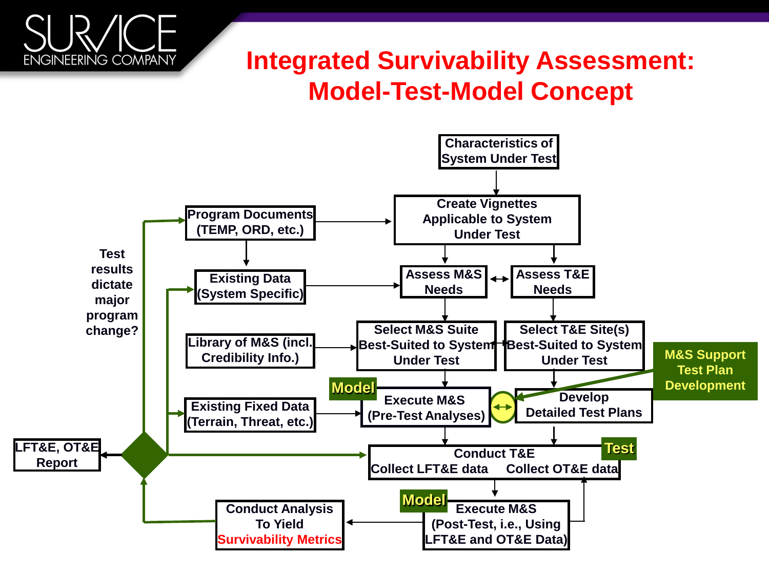# Integrated Survivability Assessment: Model-Test-Model Concept

Characteristics of System Under Test

Create Vignettes Applicable to System Under Test

Program Documents (TEMP, ORD, etc.)

Existing Data (System Specific)

Assess M&S Needs

Assess T&E Needs

Library of M&S (incl. Credibility Info.)

Select M&S Suite Best-Suited to System Under Test

Select T&E Site(s) Best-Suited to System Under Test

M&S Support Test Plan Development

Model

Execute M&S (Pre-Test Analyses)

Develop Detailed Test Plans

Existing Fixed Data (Terrain, Threat, etc.)

Test results dictate major program change?

LFT&E, OT&E Report

Test

Conduct T&E
Collect LFT&E data    Collect OT&E data

Model

Execute M&S (Post-Test, i.e., Using LFT&E and OT&E Data)

Conduct Analysis To Yield Survivability Metrics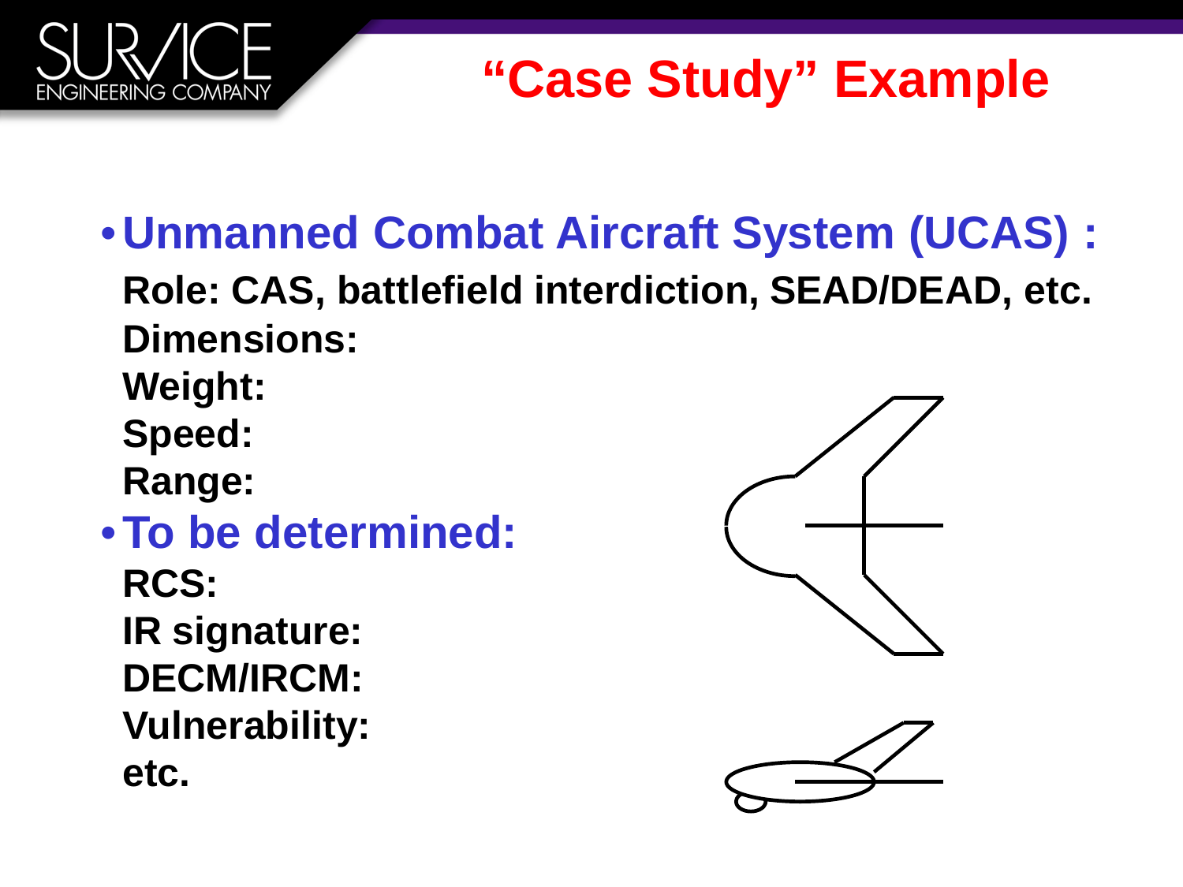# "Case Study" Example

- **Unmanned Combat Aircraft System (UCAS) :**

  **Role: CAS, battlefield interdiction, SEAD/DEAD, etc.**
  **Dimensions:**
  **Weight:**
  **Speed:**
  **Range:**

- **To be determined:**

  **RCS:**
  **IR signature:**
  **DECM/IRCM:**
  **Vulnerability:**
  **etc.**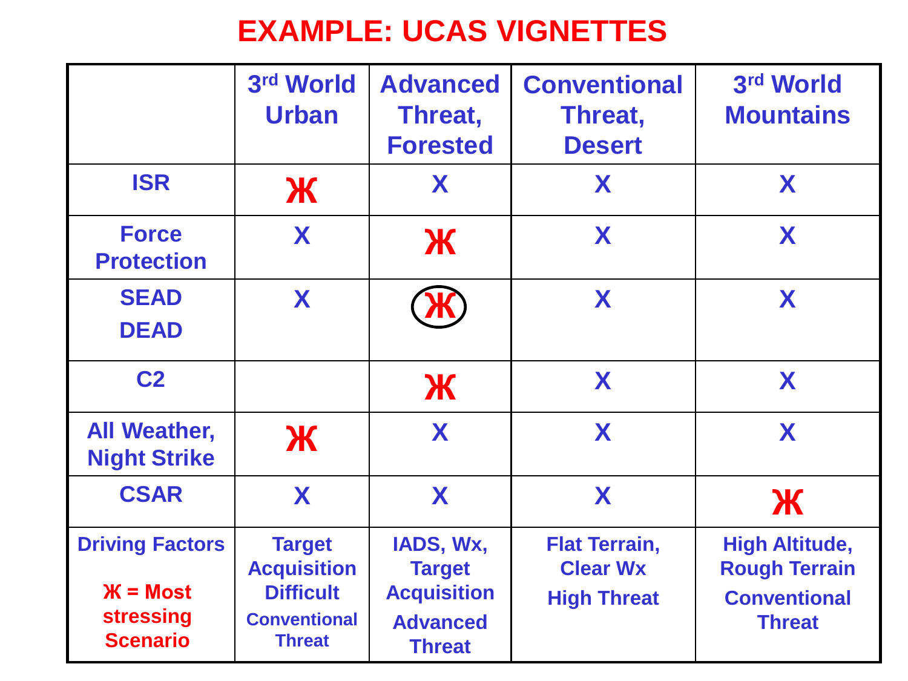# EXAMPLE: UCAS VIGNETTES

| | 3rd World Urban | Advanced Threat, Forested | Conventional Threat, Desert | 3rd World Mountains |
|---|---|---|---|---|
| ISR | Ж | X | X | X |
| Force Protection | X | Ж | X | X |
| SEAD DEAD | X | Ж | X | X |
| C2 | | Ж | X | X |
| All Weather, Night Strike | Ж | X | X | X |
| CSAR | X | X | X | Ж |
| Driving Factors<br><br>Ж = Most stressing Scenario | Target Acquisition Difficult<br>Conventional Threat | IADS, Wx, Target Acquisition<br>Advanced Threat | Flat Terrain, Clear Wx<br>High Threat | High Altitude, Rough Terrain<br>Conventional Threat |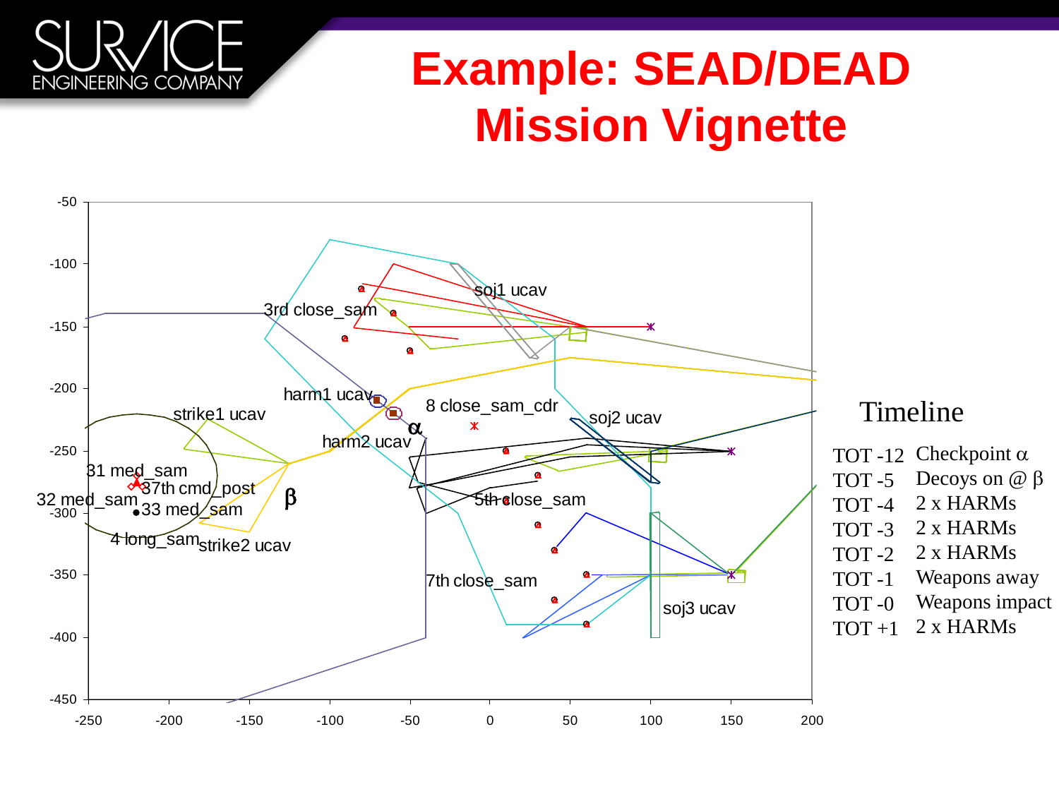# Example: SEAD/DEAD Mission Vignette

### Timeline

| | |
|---|---|
| TOT -12 | Checkpoint α |
| TOT -5 | Decoys on @ β |
| TOT -4 | 2 x HARMs |
| TOT -3 | 2 x HARMs |
| TOT -2 | 2 x HARMs |
| TOT -1 | Weapons away |
| TOT -0 | Weapons impact |
| TOT +1 | 2 x HARMs |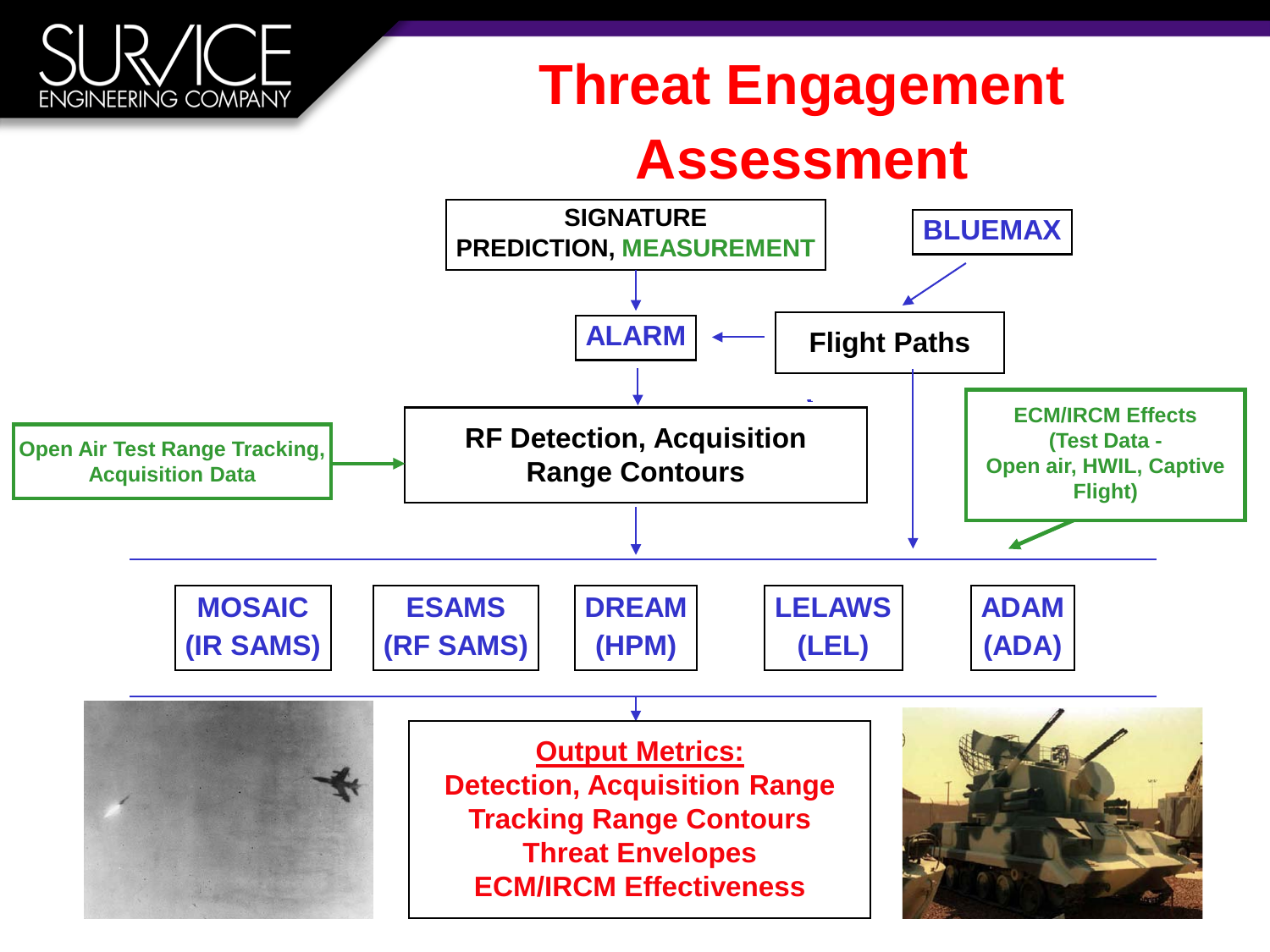# Threat Engagement Assessment

SIGNATURE PREDICTION, MEASUREMENT

BLUEMAX

ALARM

Flight Paths

Open Air Test Range Tracking, Acquisition Data

RF Detection, Acquisition Range Contours

ECM/IRCM Effects (Test Data - Open air, HWIL, Captive Flight)

MOSAIC (IR SAMS)

ESAMS (RF SAMS)

DREAM (HPM)

LELAWS (LEL)

ADAM (ADA)

**Output Metrics:**

Detection, Acquisition Range

Tracking Range Contours

Threat Envelopes

ECM/IRCM Effectiveness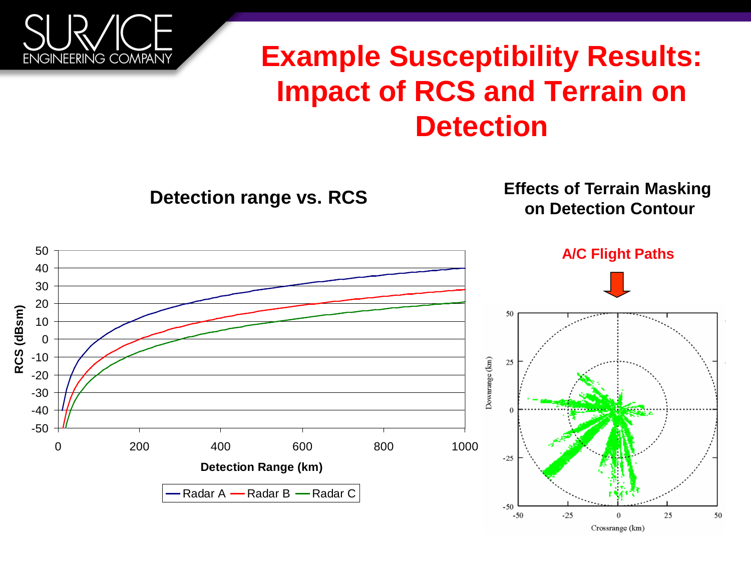# Example Susceptibility Results: Impact of RCS and Terrain on Detection

## Detection range vs. RCS

RCS (dBsm)

Detection Range (km)

Radar A — Radar B — Radar C

## Effects of Terrain Masking on Detection Contour

A/C Flight Paths

Downrange (km)

Crossrange (km)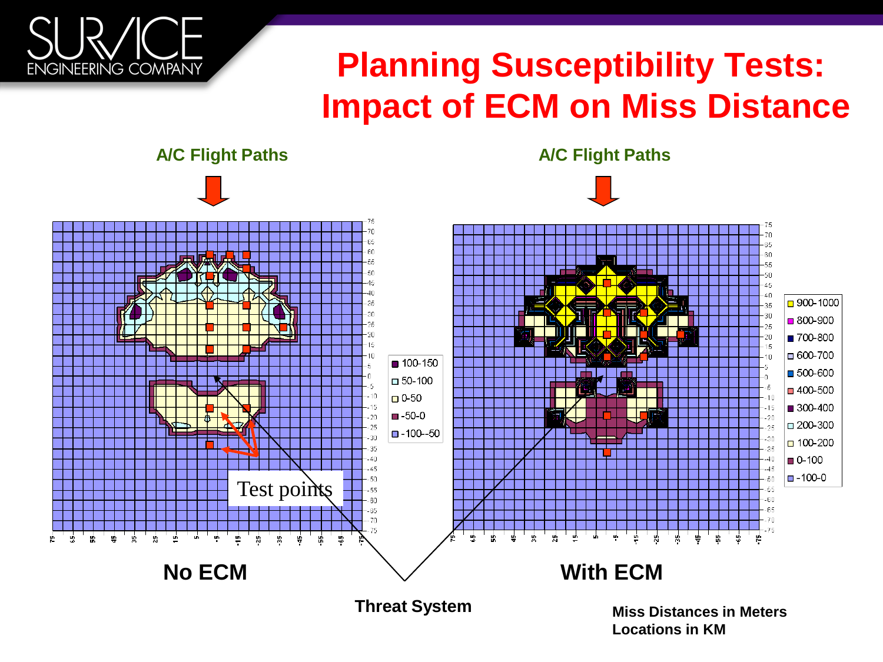# Planning Susceptibility Tests: Impact of ECM on Miss Distance

**A/C Flight Paths**

**A/C Flight Paths**

Test points

| 100-150 |
|---|
| 50-100 |
| 0-50 |
| -50-0 |
| -100--50 |

| 900-1000 |
|---|
| 800-900 |
| 700-800 |
| 600-700 |
| 500-600 |
| 400-500 |
| 300-400 |
| 200-300 |
| 100-200 |
| 0-100 |
| -100-0 |

**No ECM**

**With ECM**

**Threat System**

**Miss Distances in Meters**
**Locations in KM**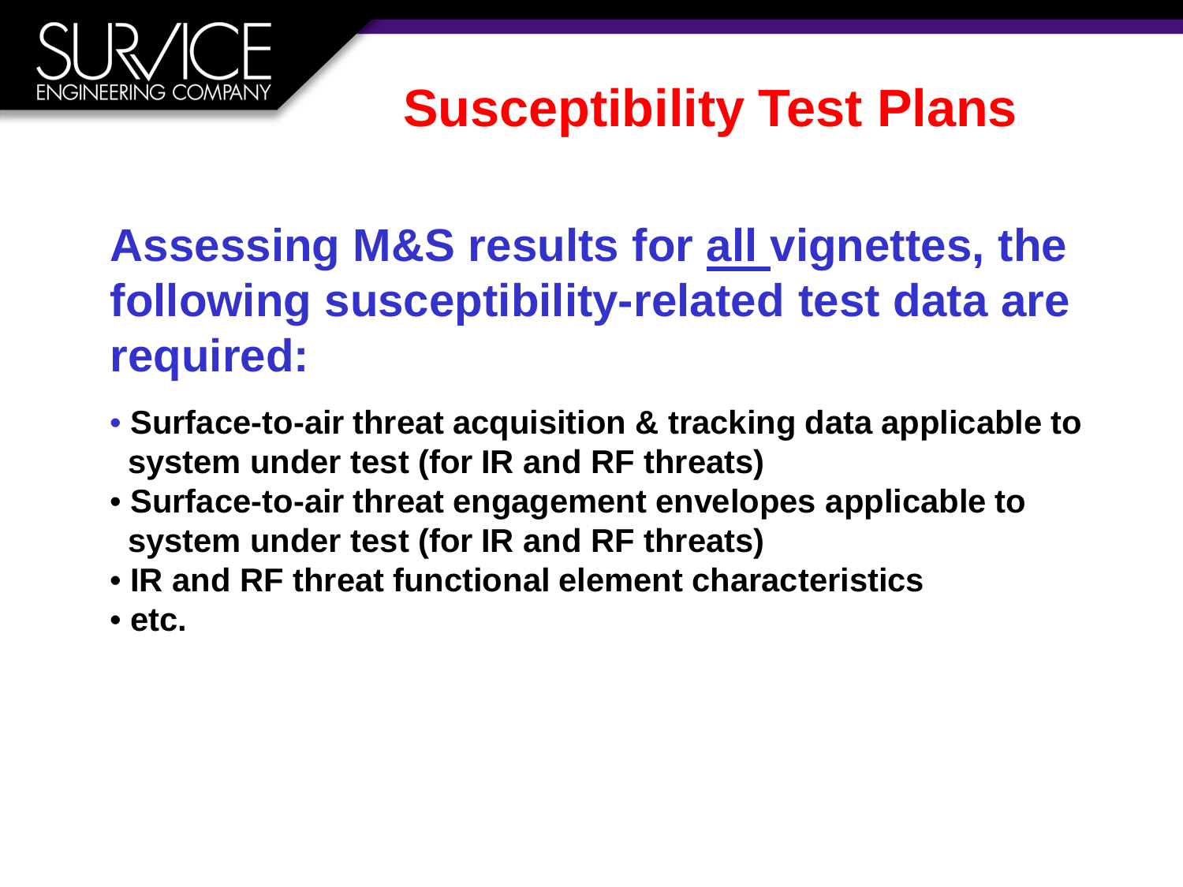# Susceptibility Test Plans

**Assessing M&S results for all vignettes, the following susceptibility-related test data are required:**

- **Surface-to-air threat acquisition & tracking data applicable to system under test (for IR and RF threats)**
- **Surface-to-air threat engagement envelopes applicable to system under test (for IR and RF threats)**
- **IR and RF threat functional element characteristics**
- **etc.**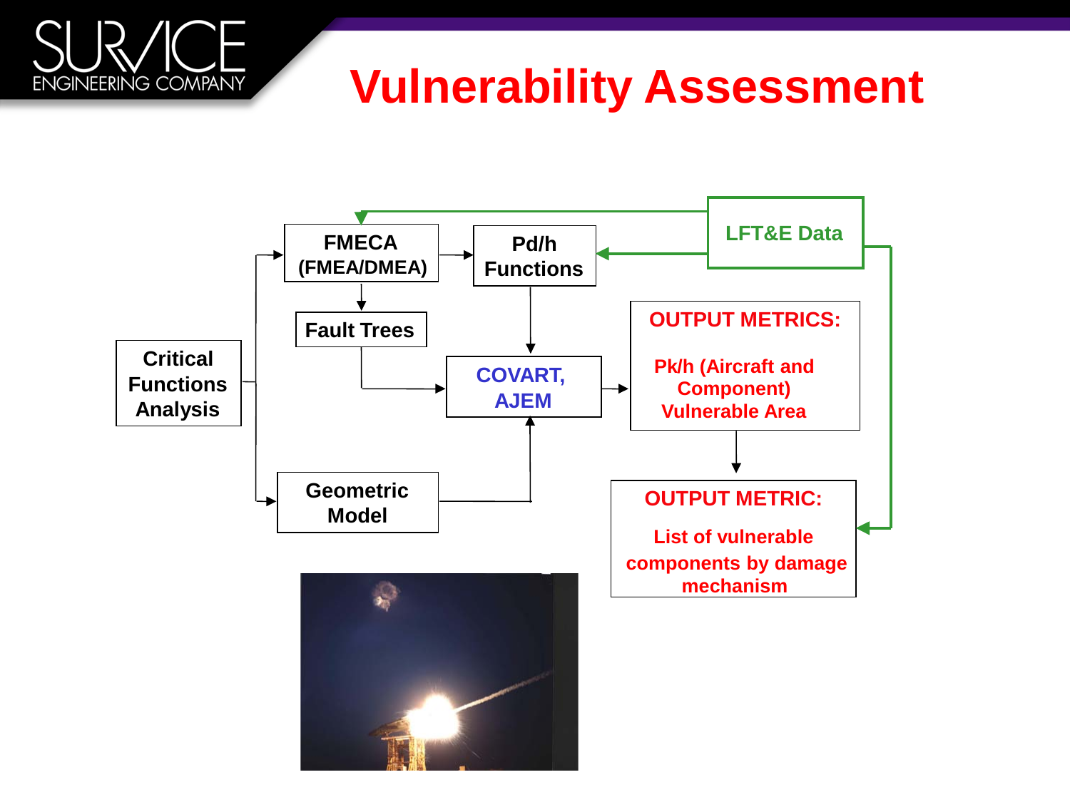# Vulnerability Assessment

Critical Functions Analysis

FMECA (FMEA/DMEA)

Pd/h Functions

LFT&E Data

Fault Trees

COVART, AJEM

OUTPUT METRICS:

Pk/h (Aircraft and Component) Vulnerable Area

Geometric Model

OUTPUT METRIC:

List of vulnerable components by damage mechanism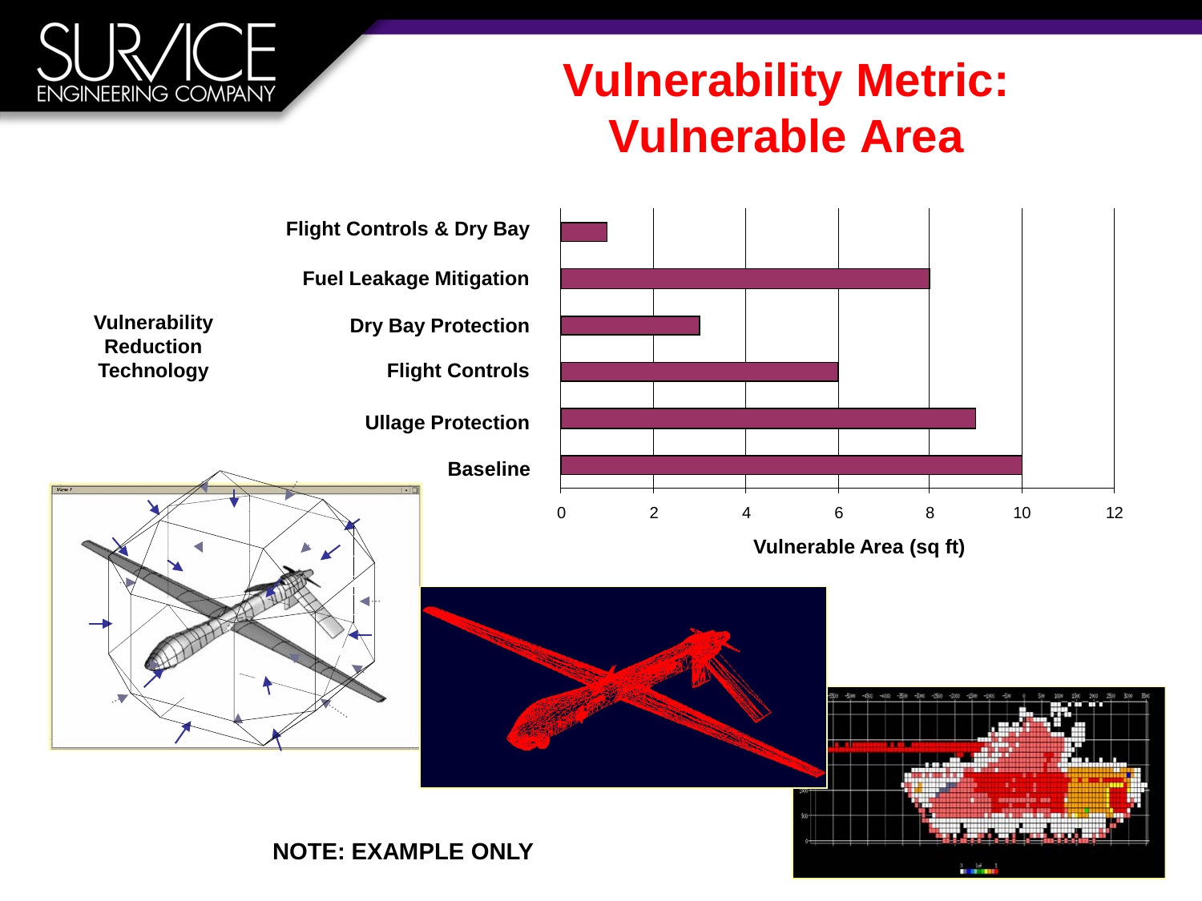# Vulnerability Metric: Vulnerable Area

**Vulnerability Reduction Technology**

| Vulnerability Reduction Technology | Vulnerable Area (sq ft) |
|---|---|
| Flight Controls & Dry Bay | 1 |
| Fuel Leakage Mitigation | 8 |
| Dry Bay Protection | 3 |
| Flight Controls | 6 |
| Ullage Protection | 9 |
| Baseline | 10 |

**Vulnerable Area (sq ft)**

**NOTE: EXAMPLE ONLY**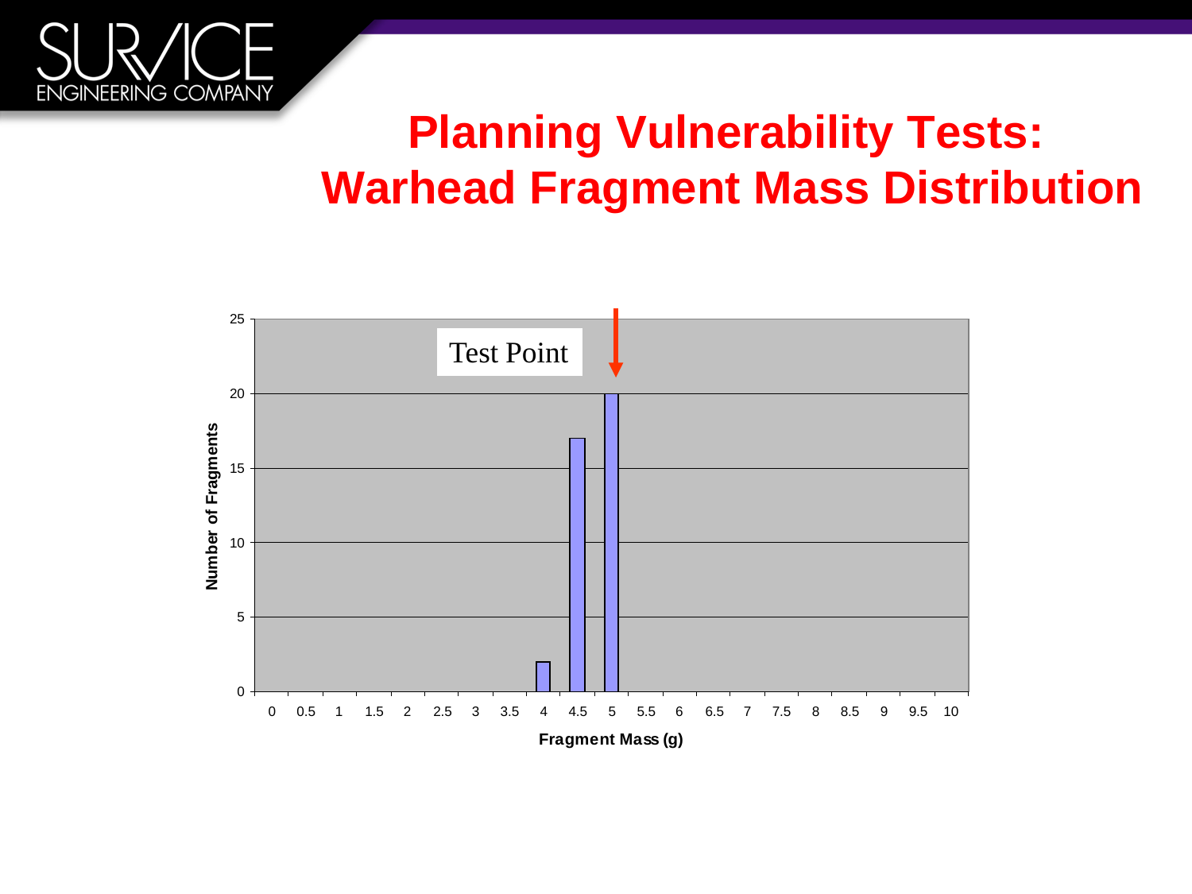# Planning Vulnerability Tests: Warhead Fragment Mass Distribution

Test Point

Number of Fragments

Fragment Mass (g)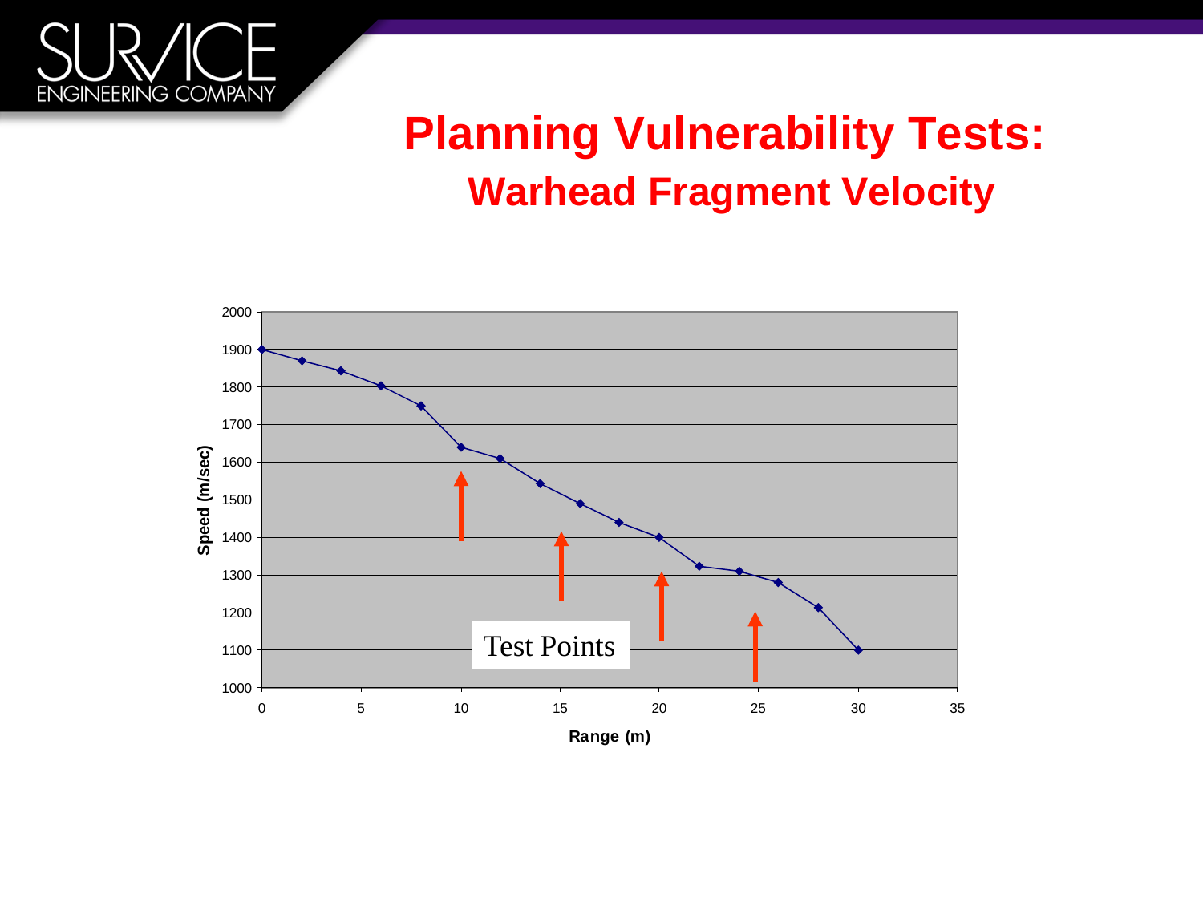# Planning Vulnerability Tests:

## Warhead Fragment Velocity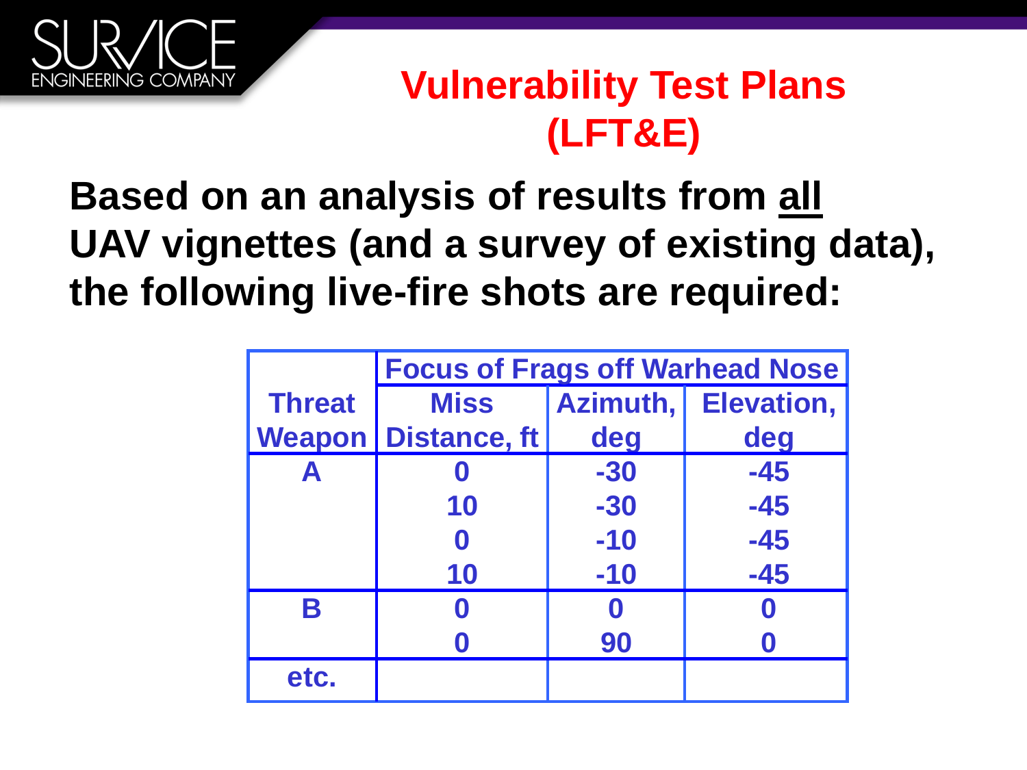# Vulnerability Test Plans (LFT&E)

**Based on an analysis of results from <u>all</u> UAV vignettes (and a survey of existing data), the following live-fire shots are required:**

| Threat Weapon | Focus of Frags off Warhead Nose | | |
|---|---|---|---|
| | Miss Distance, ft | Azimuth, deg | Elevation, deg |
| A | 0 | -30 | -45 |
| | 10 | -30 | -45 |
| | 0 | -10 | -45 |
| | 10 | -10 | -45 |
| B | 0 | 0 | 0 |
| | 0 | 90 | 0 |
| etc. | | | |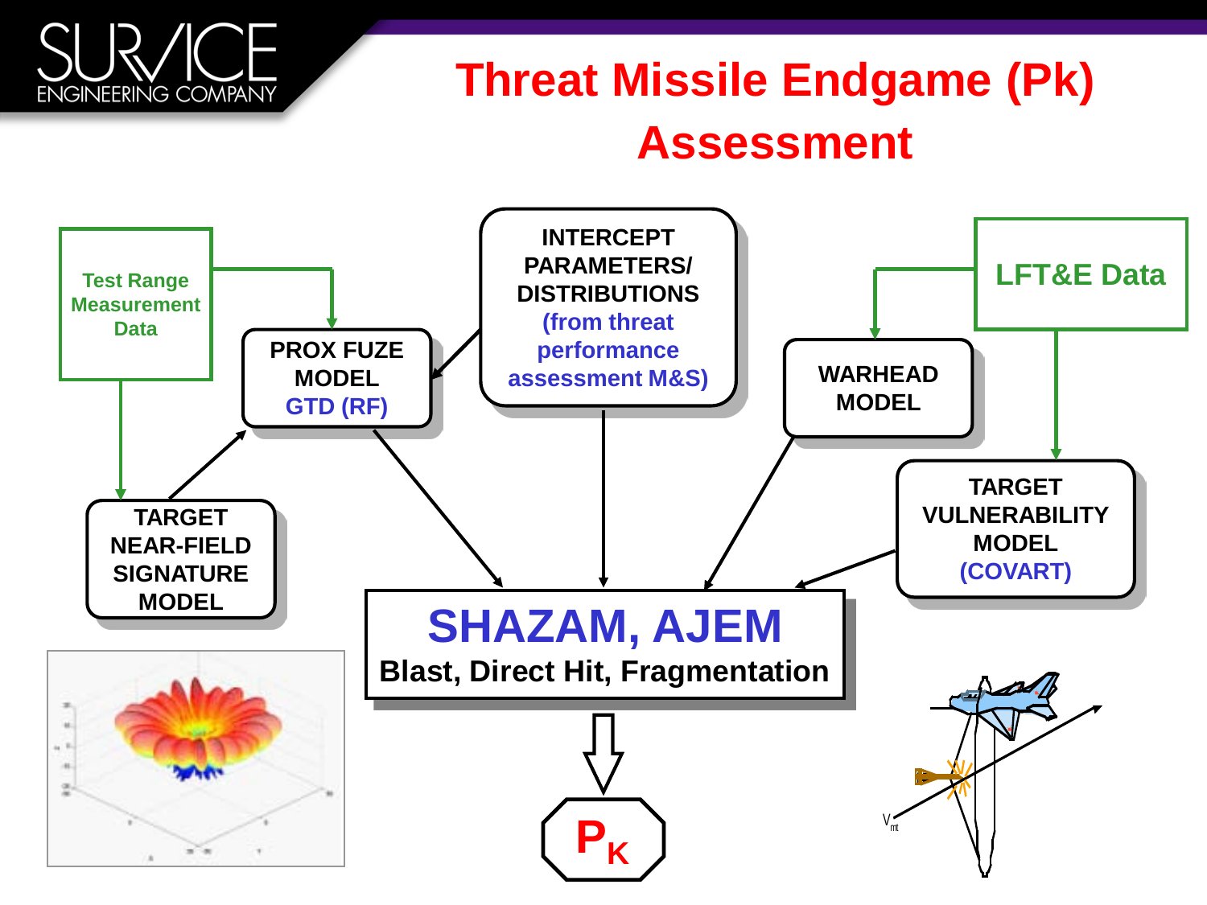# Threat Missile Endgame (Pk) Assessment

Test Range Measurement Data

PROX FUZE MODEL GTD (RF)

INTERCEPT PARAMETERS/ DISTRIBUTIONS (from threat performance assessment M&S)

WARHEAD MODEL

LFT&E Data

TARGET NEAR-FIELD SIGNATURE MODEL

TARGET VULNERABILITY MODEL (COVART)

**SHAZAM, AJEM**

**Blast, Direct Hit, Fragmentation**

$P_K$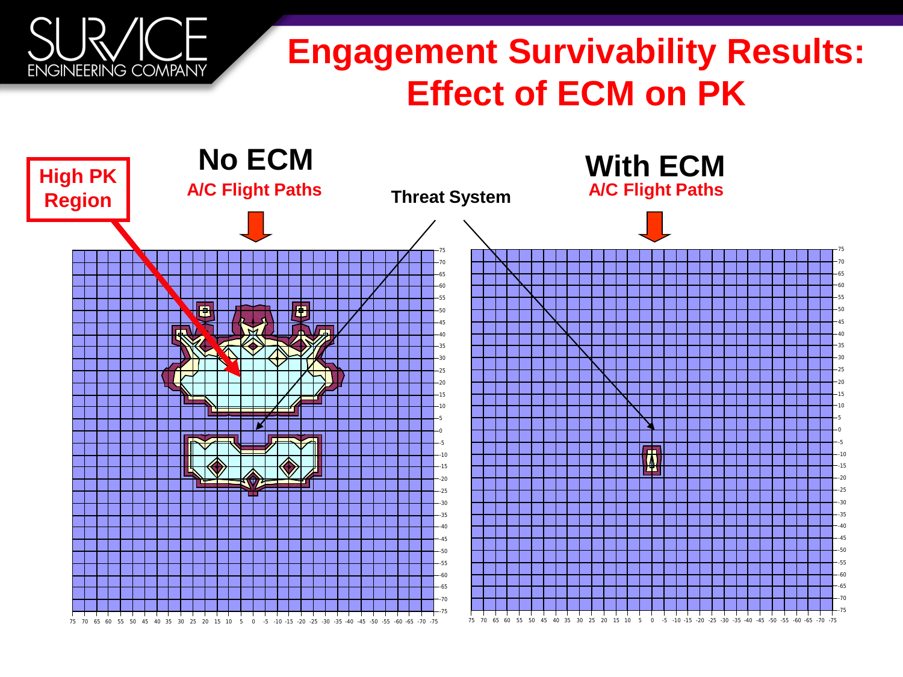# Engagement Survivability Results: Effect of ECM on PK

**No ECM**

A/C Flight Paths

**With ECM**

A/C Flight Paths

**High PK Region**

**Threat System**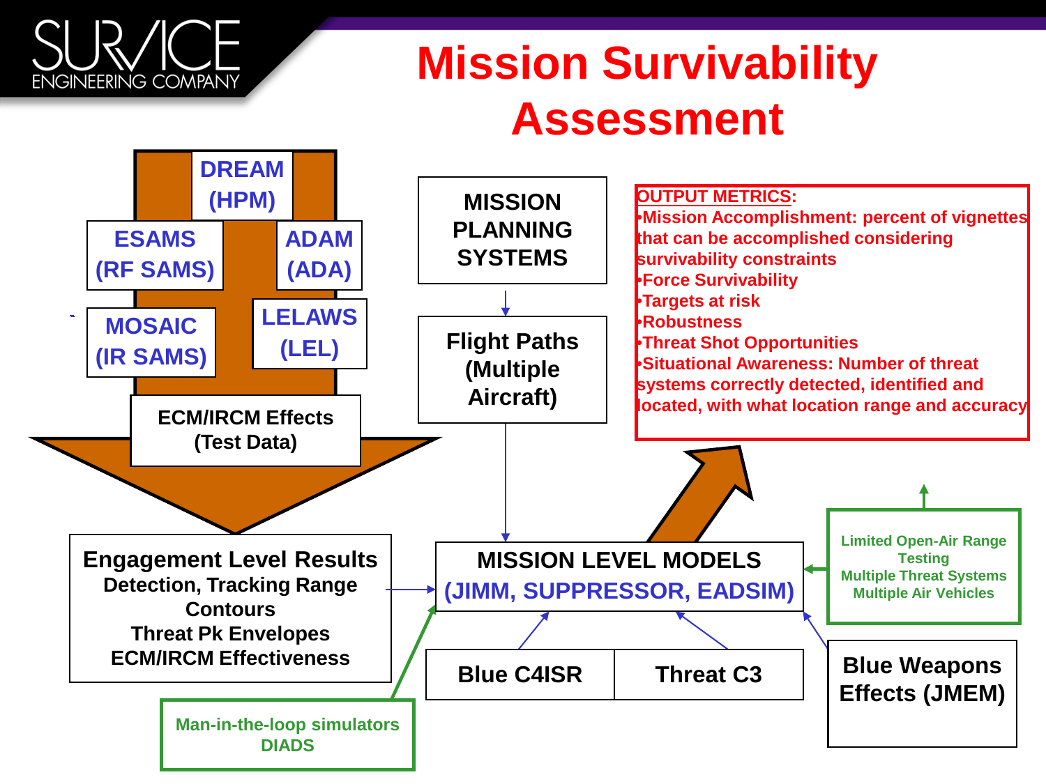# Mission Survivability Assessment

- DREAM (HPM)
- ESAMS (RF SAMS)
- ADAM (ADA)
- MOSAIC (IR SAMS)
- LELAWS (LEL)
- ECM/IRCM Effects (Test Data)

**Engagement Level Results**
Detection, Tracking Range Contours
Threat Pk Envelopes
ECM/IRCM Effectiveness

Man-in-the-loop simulators
DIADS

MISSION PLANNING SYSTEMS

Flight Paths (Multiple Aircraft)

MISSION LEVEL MODELS
(JIMM, SUPPRESSOR, EADSIM)

Blue C4ISR

Threat C3

Blue Weapons Effects (JMEM)

Limited Open-Air Range Testing
Multiple Threat Systems
Multiple Air Vehicles

OUTPUT METRICS:

- Mission Accomplishment: percent of vignettes that can be accomplished considering survivability constraints
- Force Survivability
- Targets at risk
- Robustness
- Threat Shot Opportunities
- Situational Awareness: Number of threat systems correctly detected, identified and located, with what location range and accuracy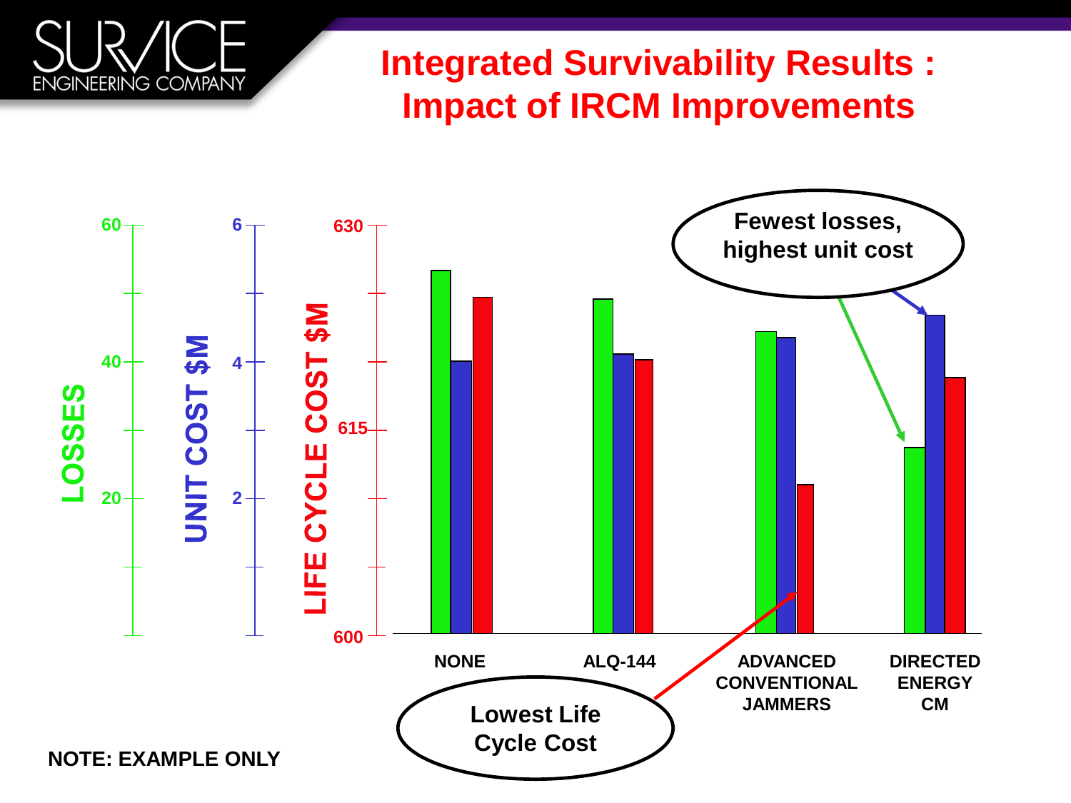# Integrated Survivability Results : Impact of IRCM Improvements

LOSSES (0–60) | UNIT COST $M (0–6) | LIFE CYCLE COST $M (600–630)

NONE | ALQ-144 | ADVANCED CONVENTIONAL JAMMERS | DIRECTED ENERGY CM

Fewest losses, highest unit cost

Lowest Life Cycle Cost

**NOTE: EXAMPLE ONLY**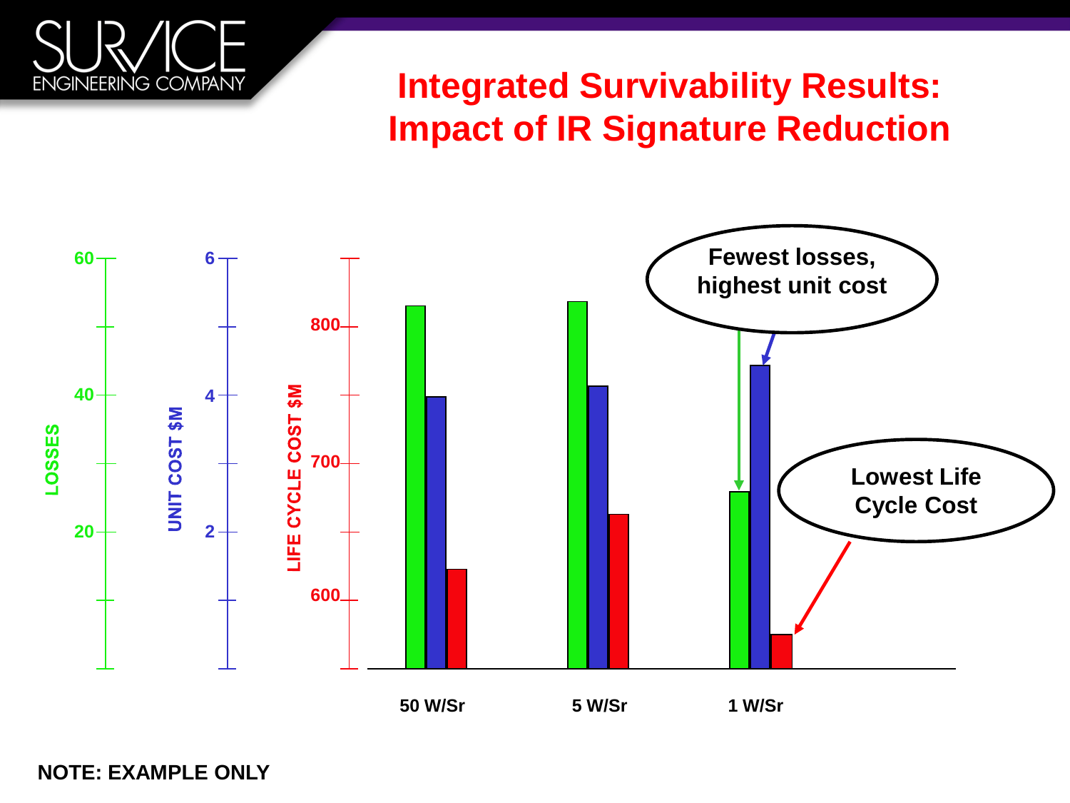# Integrated Survivability Results: Impact of IR Signature Reduction

LOSSES: 20, 40, 60

UNIT COST $M: 2, 4, 6

LIFE CYCLE COST $M: 600, 700, 800

50 W/Sr

5 W/Sr

1 W/Sr

Fewest losses, highest unit cost

Lowest Life Cycle Cost

NOTE: EXAMPLE ONLY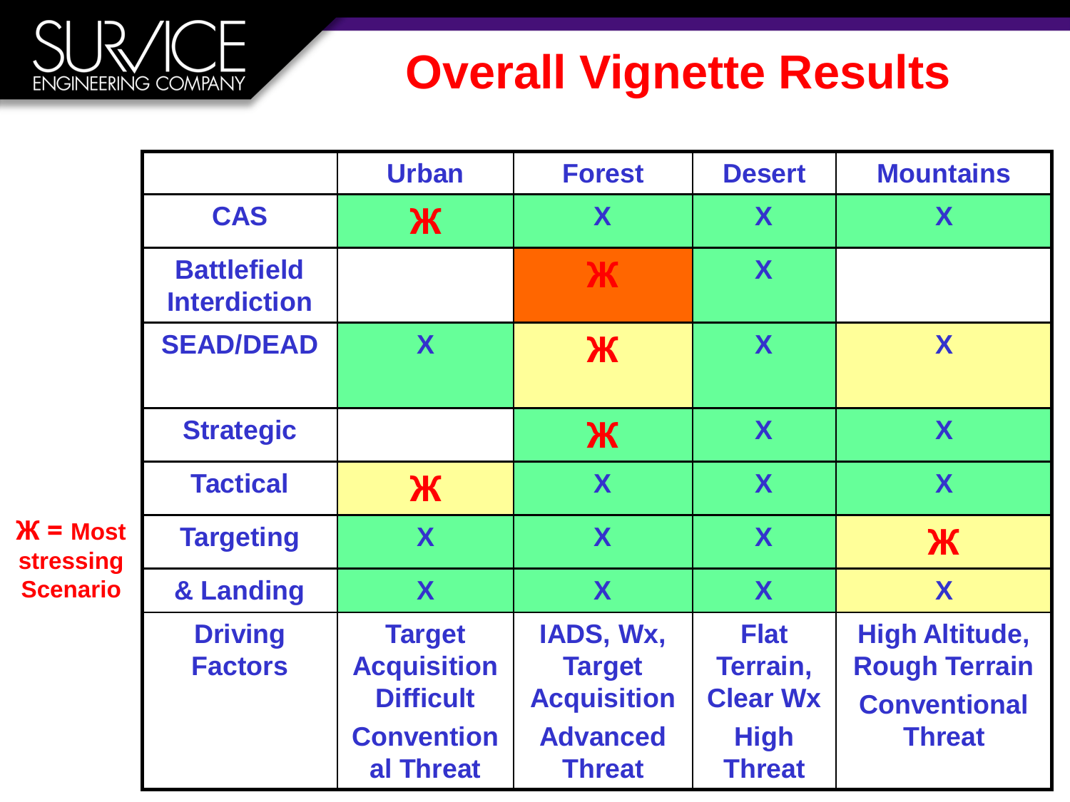# Overall Vignette Results

| | Urban | Forest | Desert | Mountains |
|---|---|---|---|---|
| CAS | Ж | X | X | X |
| Battlefield Interdiction | | Ж | X | |
| SEAD/DEAD | X | Ж | X | X |
| Strategic | | Ж | X | X |
| Tactical | Ж | X | X | X |
| Targeting | X | X | X | Ж |
| & Landing | X | X | X | X |
| Driving Factors | Target Acquisition Difficult<br>Conventional Threat | IADS, Wx, Target Acquisition<br>Advanced Threat | Flat Terrain, Clear Wx<br>High Threat | High Altitude, Rough Terrain<br>Conventional Threat |

Ж = Most stressing Scenario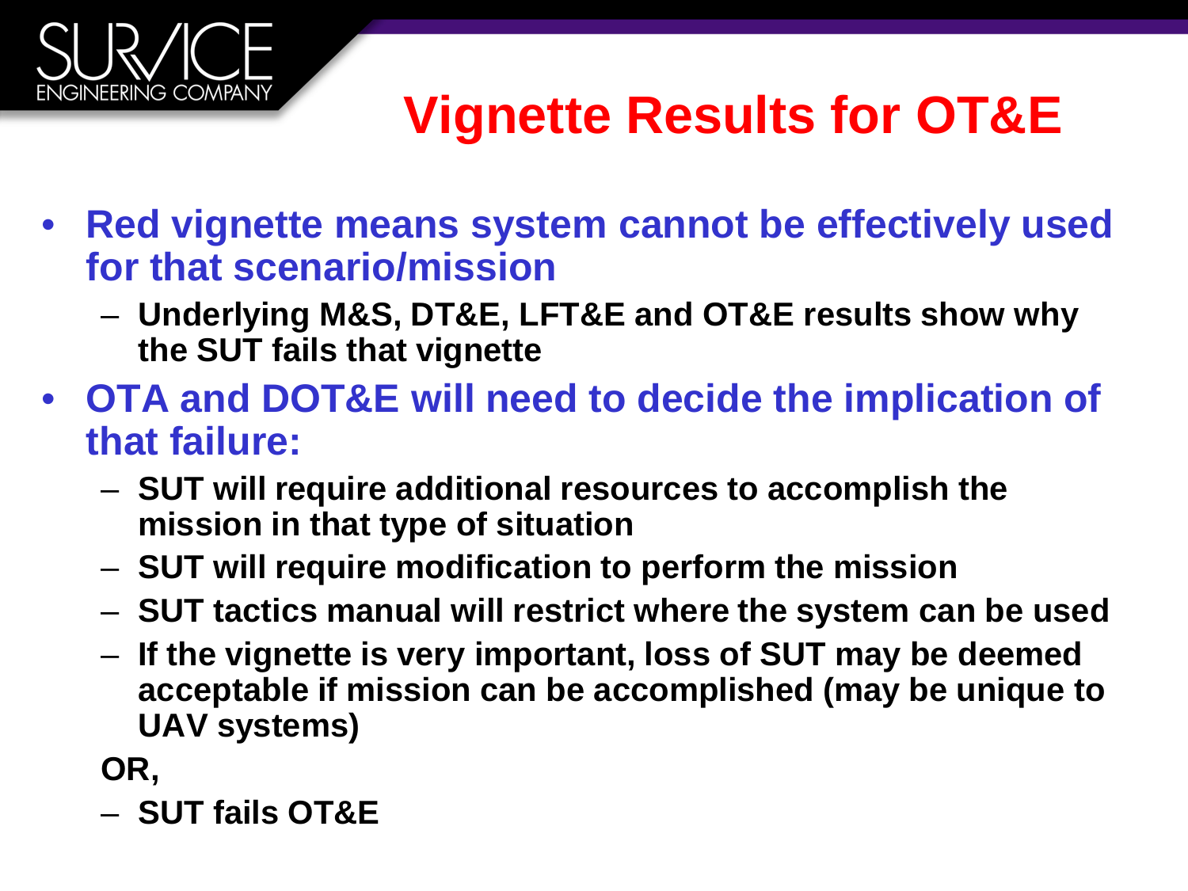# Vignette Results for OT&E

- **Red vignette means system cannot be effectively used for that scenario/mission**
  - **Underlying M&S, DT&E, LFT&E and OT&E results show why the SUT fails that vignette**
- **OTA and DOT&E will need to decide the implication of that failure:**
  - **SUT will require additional resources to accomplish the mission in that type of situation**
  - **SUT will require modification to perform the mission**
  - **SUT tactics manual will restrict where the system can be used**
  - **If the vignette is very important, loss of SUT may be deemed acceptable if mission can be accomplished (may be unique to UAV systems)**

  **OR,**

  - **SUT fails OT&E**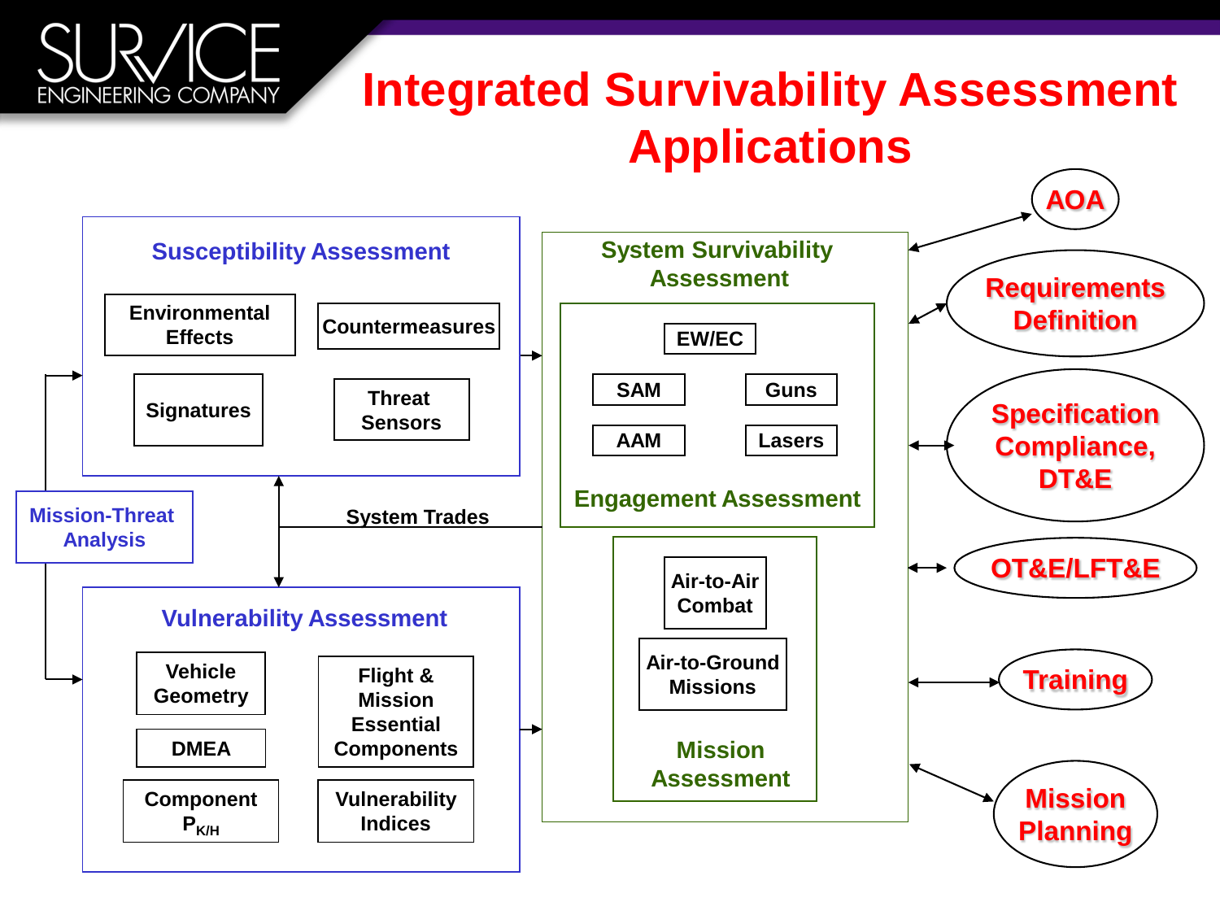# Integrated Survivability Assessment Applications

## Susceptibility Assessment

- Environmental Effects
- Countermeasures
- Signatures
- Threat Sensors

## Mission-Threat Analysis

System Trades

## Vulnerability Assessment

- Vehicle Geometry
- DMEA
- Component $P_{K/H}$
- Flight & Mission Essential Components
- Vulnerability Indices

## System Survivability Assessment

### Engagement Assessment

- EW/EC
- SAM
- Guns
- AAM
- Lasers

### Mission Assessment

- Air-to-Air Combat
- Air-to-Ground Missions

## Applications

- AOA
- Requirements Definition
- Specification Compliance, DT&E
- OT&E/LFT&E
- Training
- Mission Planning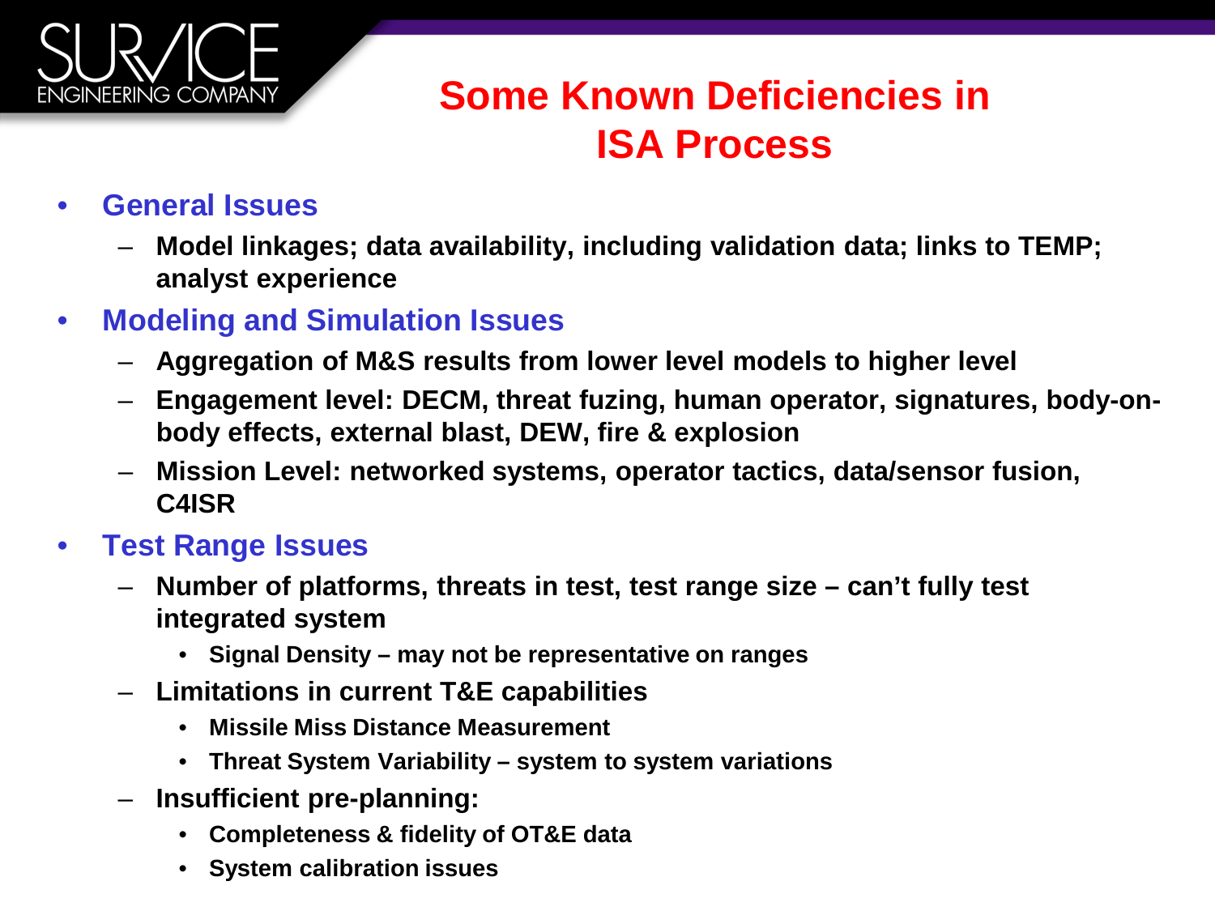# Some Known Deficiencies in ISA Process

- **General Issues**
  - **Model linkages; data availability, including validation data; links to TEMP; analyst experience**
- **Modeling and Simulation Issues**
  - **Aggregation of M&S results from lower level models to higher level**
  - **Engagement level: DECM, threat fuzing, human operator, signatures, body-on-body effects, external blast, DEW, fire & explosion**
  - **Mission Level: networked systems, operator tactics, data/sensor fusion, C4ISR**
- **Test Range Issues**
  - **Number of platforms, threats in test, test range size – can't fully test integrated system**
    - **Signal Density – may not be representative on ranges**
  - **Limitations in current T&E capabilities**
    - **Missile Miss Distance Measurement**
    - **Threat System Variability – system to system variations**
  - **Insufficient pre-planning:**
    - **Completeness & fidelity of OT&E data**
    - **System calibration issues**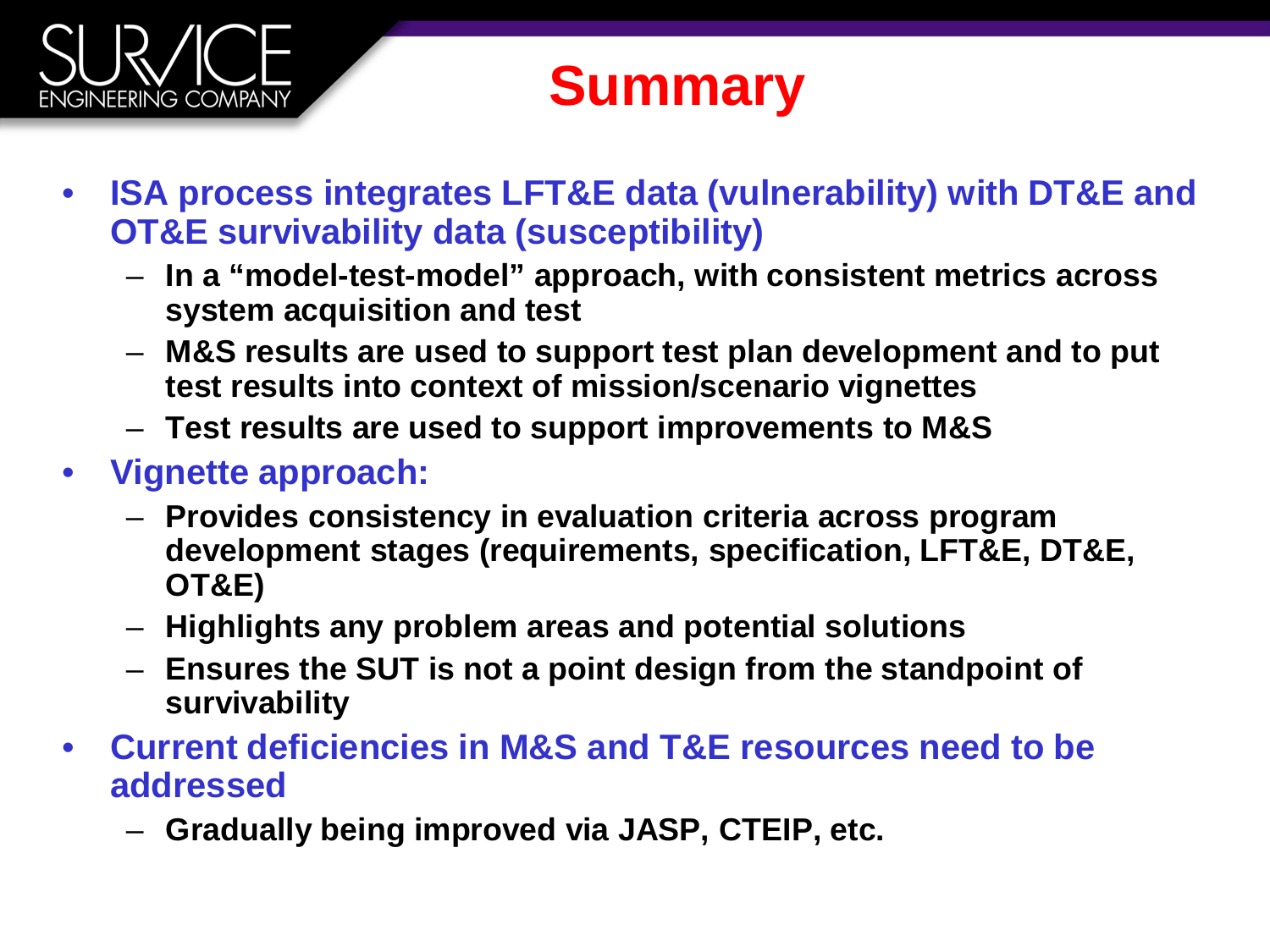# Summary

- **ISA process integrates LFT&E data (vulnerability) with DT&E and OT&E survivability data (susceptibility)**
  - **In a "model-test-model" approach, with consistent metrics across system acquisition and test**
  - **M&S results are used to support test plan development and to put test results into context of mission/scenario vignettes**
  - **Test results are used to support improvements to M&S**
- **Vignette approach:**
  - **Provides consistency in evaluation criteria across program development stages (requirements, specification, LFT&E, DT&E, OT&E)**
  - **Highlights any problem areas and potential solutions**
  - **Ensures the SUT is not a point design from the standpoint of survivability**
- **Current deficiencies in M&S and T&E resources need to be addressed**
  - **Gradually being improved via JASP, CTEIP, etc.**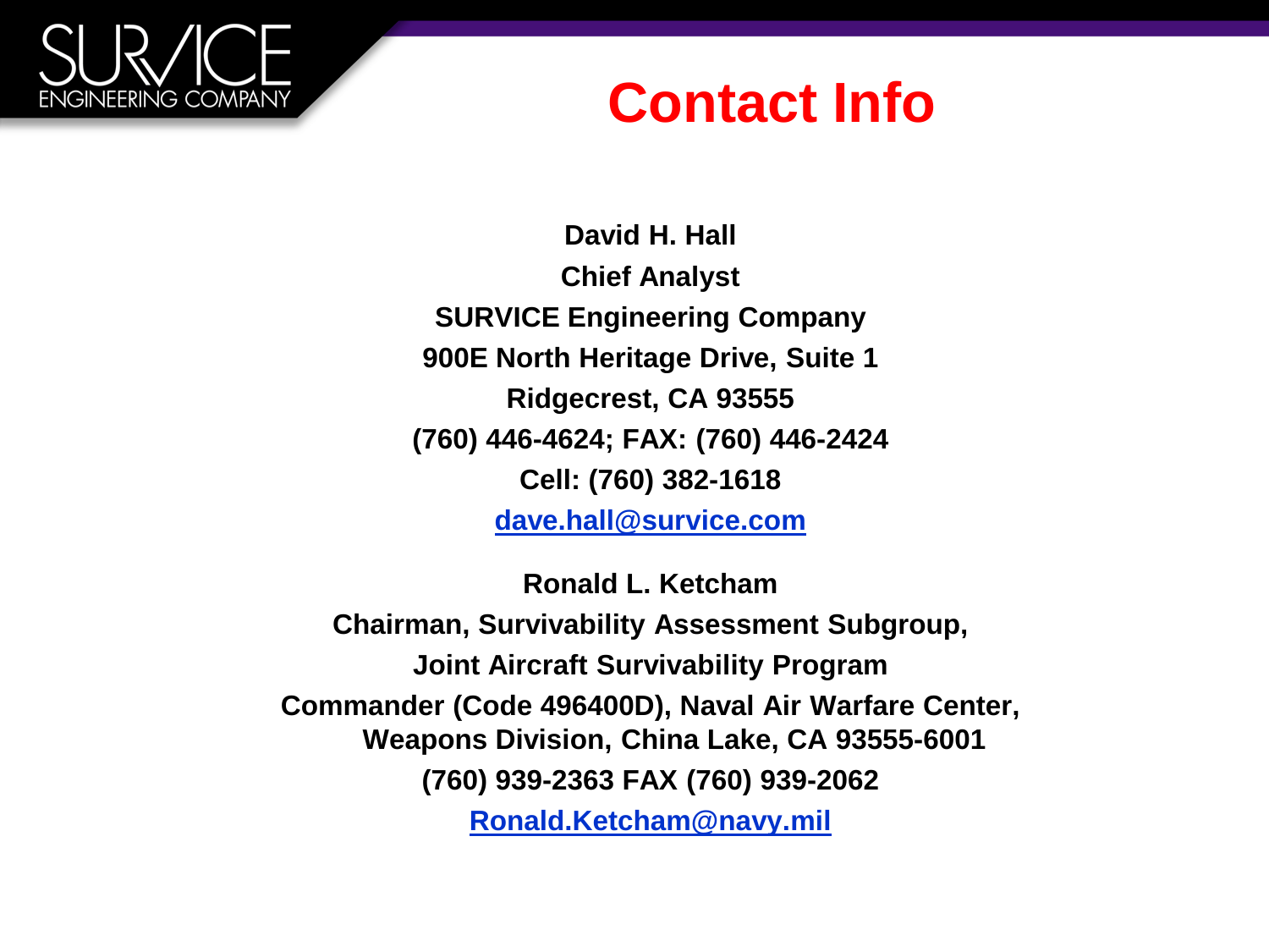# Contact Info

**David H. Hall**

**Chief Analyst**

**SURVICE Engineering Company**

**900E North Heritage Drive, Suite 1**

**Ridgecrest, CA 93555**

**(760) 446-4624; FAX: (760) 446-2424**

**Cell: (760) 382-1618**

**dave.hall@survice.com**

**Ronald L. Ketcham**

**Chairman, Survivability Assessment Subgroup,**

**Joint Aircraft Survivability Program**

**Commander (Code 496400D), Naval Air Warfare Center, Weapons Division, China Lake, CA 93555-6001**

**(760) 939-2363 FAX (760) 939-2062**

**Ronald.Ketcham@navy.mil**